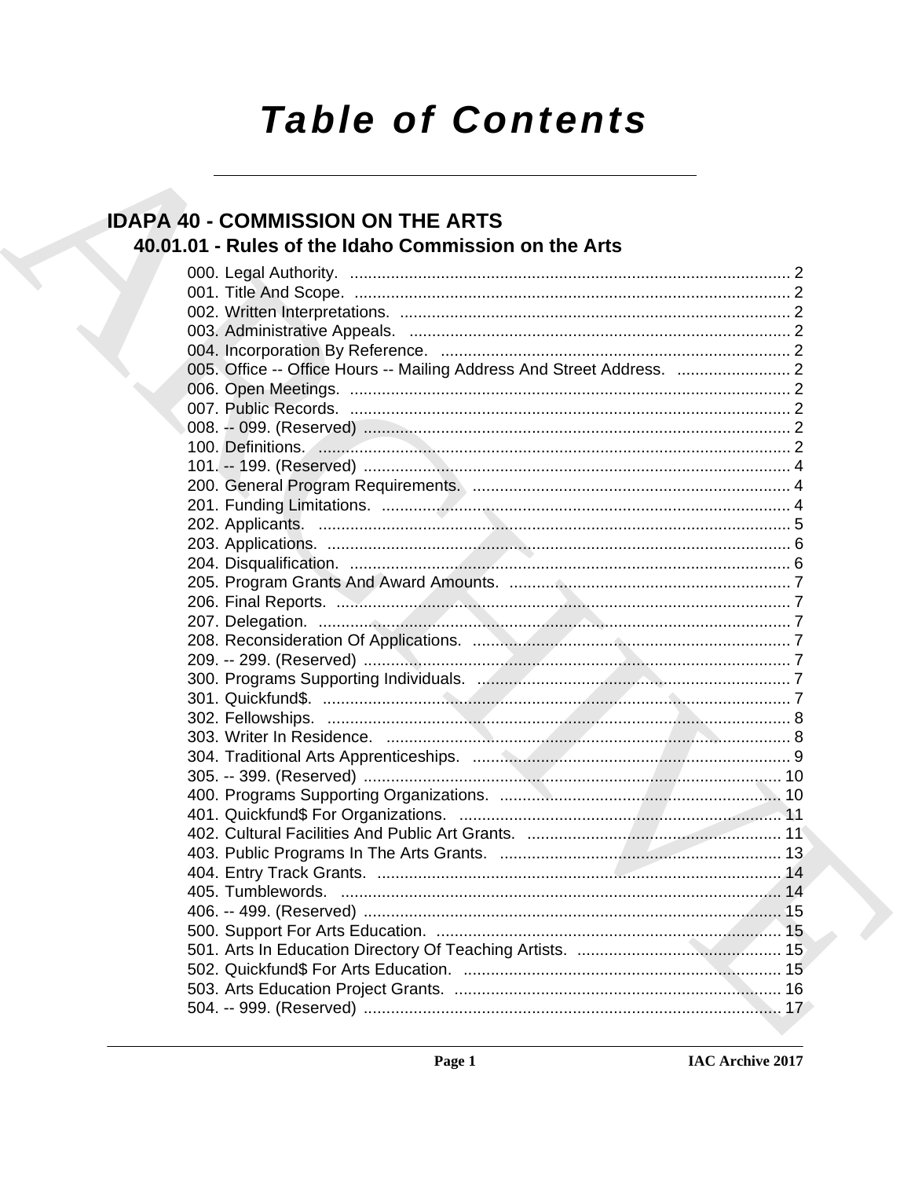# Table of Contents

## IDAPA 40 - COMMISSION ON THE ARTS

### 40.01.01 - Rules of the Idaho Commission on the Arts

000. Legal Authority. ..... 2
001. Title And Scope. ..... 2
002. Written Interpretations. ..... 2
003. Administrative Appeals. ..... 2
004. Incorporation By Reference. ..... 2
005. Office -- Office Hours -- Mailing Address And Street Address. ..... 2
006. Open Meetings. ..... 2
007. Public Records. ..... 2
008. -- 099. (Reserved) ..... 2
100. Definitions. ..... 2
101. -- 199. (Reserved) ..... 4
200. General Program Requirements. ..... 4
201. Funding Limitations. ..... 4
202. Applicants. ..... 5
203. Applications. ..... 6
204. Disqualification. ..... 6
205. Program Grants And Award Amounts. ..... 7
206. Final Reports. ..... 7
207. Delegation. ..... 7
208. Reconsideration Of Applications. ..... 7
209. -- 299. (Reserved) ..... 7
300. Programs Supporting Individuals. ..... 7
301. Quickfund$. ..... 7
302. Fellowships. ..... 8
303. Writer In Residence. ..... 8
304. Traditional Arts Apprenticeships. ..... 9
305. -- 399. (Reserved) ..... 10
400. Programs Supporting Organizations. ..... 10
401. Quickfund$ For Organizations. ..... 11
402. Cultural Facilities And Public Art Grants. ..... 11
403. Public Programs In The Arts Grants. ..... 13
404. Entry Track Grants. ..... 14
405. Tumblewords. ..... 14
406. -- 499. (Reserved) ..... 15
500. Support For Arts Education. ..... 15
501. Arts In Education Directory Of Teaching Artists. ..... 15
502. Quickfund$ For Arts Education. ..... 15
503. Arts Education Project Grants. ..... 16
504. -- 999. (Reserved) ..... 17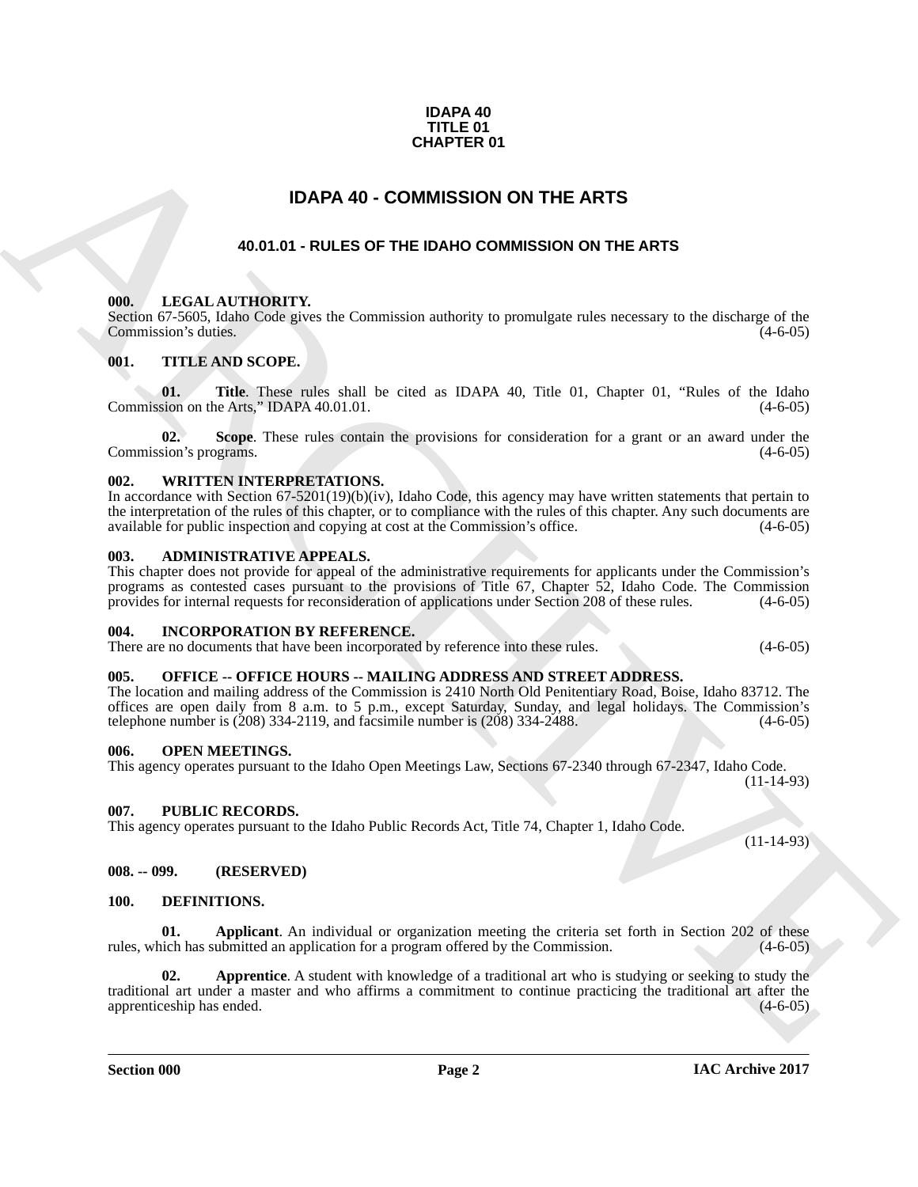**IDAPA 40**
**TITLE 01**
**CHAPTER 01**

# IDAPA 40 - COMMISSION ON THE ARTS

## 40.01.01 - RULES OF THE IDAHO COMMISSION ON THE ARTS

### 000. LEGAL AUTHORITY.

Section 67-5605, Idaho Code gives the Commission authority to promulgate rules necessary to the discharge of the Commission's duties. (4-6-05)

### 001. TITLE AND SCOPE.

**01. Title**. These rules shall be cited as IDAPA 40, Title 01, Chapter 01, "Rules of the Idaho Commission on the Arts," IDAPA 40.01.01. (4-6-05)

**02. Scope**. These rules contain the provisions for consideration for a grant or an award under the Commission's programs. (4-6-05)

### 002. WRITTEN INTERPRETATIONS.

In accordance with Section 67-5201(19)(b)(iv), Idaho Code, this agency may have written statements that pertain to the interpretation of the rules of this chapter, or to compliance with the rules of this chapter. Any such documents are available for public inspection and copying at cost at the Commission's office. (4-6-05)

### 003. ADMINISTRATIVE APPEALS.

This chapter does not provide for appeal of the administrative requirements for applicants under the Commission's programs as contested cases pursuant to the provisions of Title 67, Chapter 52, Idaho Code. The Commission provides for internal requests for reconsideration of applications under Section 208 of these rules. (4-6-05)

### 004. INCORPORATION BY REFERENCE.

There are no documents that have been incorporated by reference into these rules. (4-6-05)

### 005. OFFICE -- OFFICE HOURS -- MAILING ADDRESS AND STREET ADDRESS.

The location and mailing address of the Commission is 2410 North Old Penitentiary Road, Boise, Idaho 83712. The offices are open daily from 8 a.m. to 5 p.m., except Saturday, Sunday, and legal holidays. The Commission's telephone number is (208) 334-2119, and facsimile number is (208) 334-2488. (4-6-05)

### 006. OPEN MEETINGS.

This agency operates pursuant to the Idaho Open Meetings Law, Sections 67-2340 through 67-2347, Idaho Code. (11-14-93)

### 007. PUBLIC RECORDS.

This agency operates pursuant to the Idaho Public Records Act, Title 74, Chapter 1, Idaho Code. (11-14-93)

### 008. -- 099. (RESERVED)

### 100. DEFINITIONS.

**01. Applicant**. An individual or organization meeting the criteria set forth in Section 202 of these rules, which has submitted an application for a program offered by the Commission. (4-6-05)

**02. Apprentice**. A student with knowledge of a traditional art who is studying or seeking to study the traditional art under a master and who affirms a commitment to continue practicing the traditional art after the apprenticeship has ended. (4-6-05)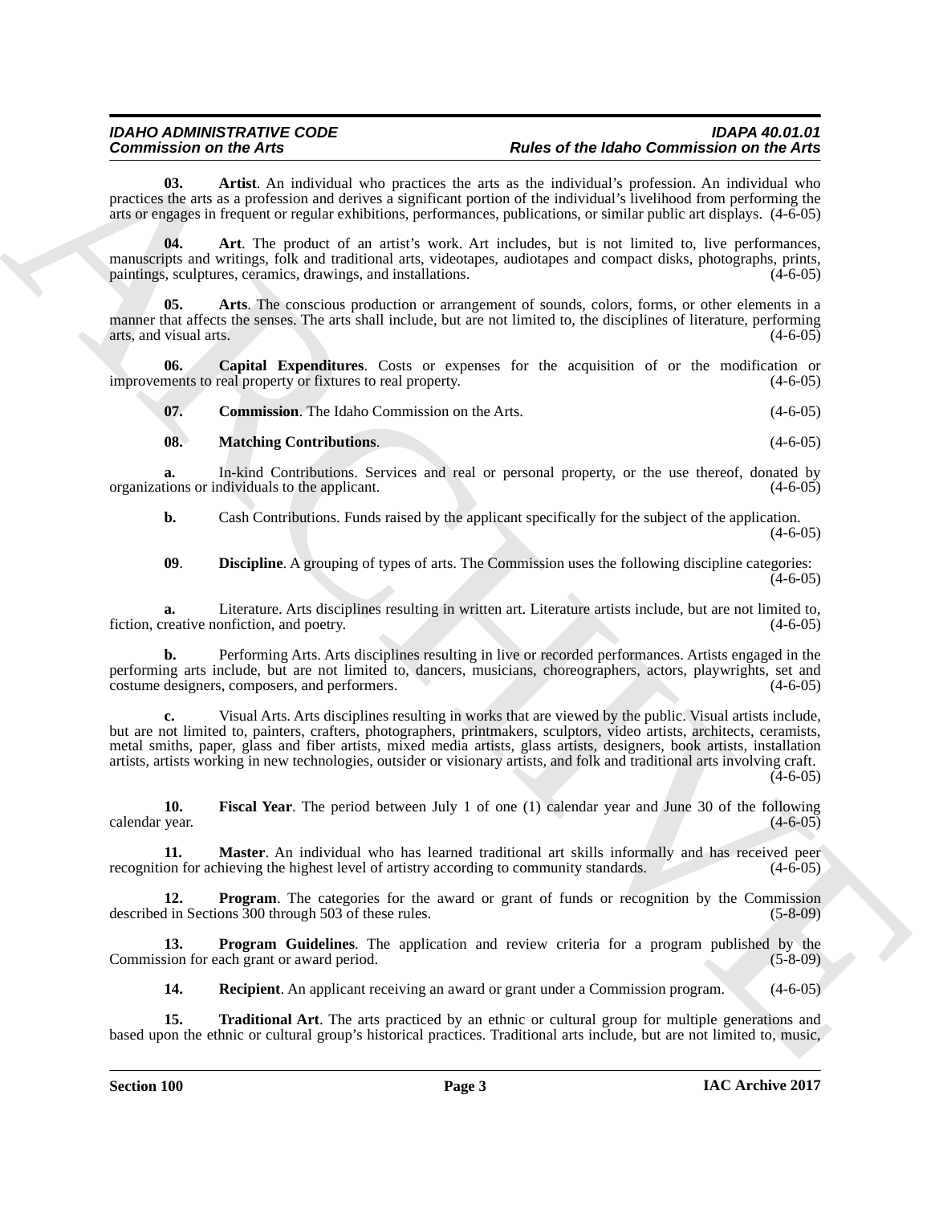**03. Artist**. An individual who practices the arts as the individual's profession. An individual who practices the arts as a profession and derives a significant portion of the individual's livelihood from performing the arts or engages in frequent or regular exhibitions, performances, publications, or similar public art displays. (4-6-05)

**04. Art**. The product of an artist's work. Art includes, but is not limited to, live performances, manuscripts and writings, folk and traditional arts, videotapes, audiotapes and compact disks, photographs, prints, paintings, sculptures, ceramics, drawings, and installations. (4-6-05)

**05. Arts**. The conscious production or arrangement of sounds, colors, forms, or other elements in a manner that affects the senses. The arts shall include, but are not limited to, the disciplines of literature, performing arts, and visual arts. (4-6-05)

**06. Capital Expenditures**. Costs or expenses for the acquisition of or the modification or improvements to real property or fixtures to real property. (4-6-05)

**07. Commission**. The Idaho Commission on the Arts. (4-6-05)

**08. Matching Contributions**. (4-6-05)

**a.** In-kind Contributions. Services and real or personal property, or the use thereof, donated by organizations or individuals to the applicant. (4-6-05)

**b.** Cash Contributions. Funds raised by the applicant specifically for the subject of the application. (4-6-05)

**09**. **Discipline**. A grouping of types of arts. The Commission uses the following discipline categories: (4-6-05)

**a.** Literature. Arts disciplines resulting in written art. Literature artists include, but are not limited to, fiction, creative nonfiction, and poetry. (4-6-05)

**b.** Performing Arts. Arts disciplines resulting in live or recorded performances. Artists engaged in the performing arts include, but are not limited to, dancers, musicians, choreographers, actors, playwrights, set and costume designers, composers, and performers. (4-6-05)

**c.** Visual Arts. Arts disciplines resulting in works that are viewed by the public. Visual artists include, but are not limited to, painters, crafters, photographers, printmakers, sculptors, video artists, architects, ceramists, metal smiths, paper, glass and fiber artists, mixed media artists, glass artists, designers, book artists, installation artists, artists working in new technologies, outsider or visionary artists, and folk and traditional arts involving craft. (4-6-05)

**10. Fiscal Year**. The period between July 1 of one (1) calendar year and June 30 of the following calendar year. (4-6-05)

**11. Master**. An individual who has learned traditional art skills informally and has received peer recognition for achieving the highest level of artistry according to community standards. (4-6-05)

**12. Program**. The categories for the award or grant of funds or recognition by the Commission described in Sections 300 through 503 of these rules. (5-8-09)

**13. Program Guidelines**. The application and review criteria for a program published by the Commission for each grant or award period. (5-8-09)

**14. Recipient**. An applicant receiving an award or grant under a Commission program. (4-6-05)

**15. Traditional Art**. The arts practiced by an ethnic or cultural group for multiple generations and based upon the ethnic or cultural group's historical practices. Traditional arts include, but are not limited to, music,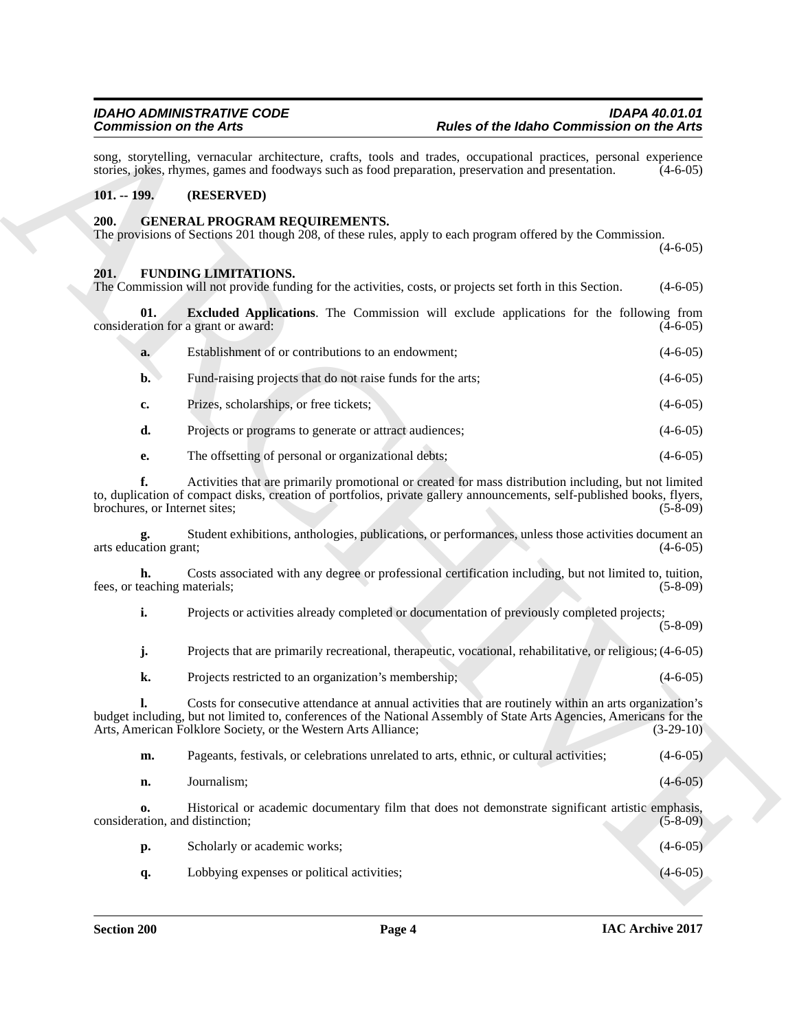song, storytelling, vernacular architecture, crafts, tools and trades, occupational practices, personal experience stories, jokes, rhymes, games and foodways such as food preparation, preservation and presentation. (4-6-05)

**101. -- 199. (RESERVED)**

**200. GENERAL PROGRAM REQUIREMENTS.**

The provisions of Sections 201 though 208, of these rules, apply to each program offered by the Commission. (4-6-05)

**201. FUNDING LIMITATIONS.**

The Commission will not provide funding for the activities, costs, or projects set forth in this Section. (4-6-05)

**01. Excluded Applications**. The Commission will exclude applications for the following from consideration for a grant or award: (4-6-05)

**a.** Establishment of or contributions to an endowment; (4-6-05)

**b.** Fund-raising projects that do not raise funds for the arts; (4-6-05)

**c.** Prizes, scholarships, or free tickets; (4-6-05)

**d.** Projects or programs to generate or attract audiences; (4-6-05)

**e.** The offsetting of personal or organizational debts; (4-6-05)

**f.** Activities that are primarily promotional or created for mass distribution including, but not limited to, duplication of compact disks, creation of portfolios, private gallery announcements, self-published books, flyers, brochures, or Internet sites; (5-8-09)

**g.** Student exhibitions, anthologies, publications, or performances, unless those activities document an arts education grant; (4-6-05)

**h.** Costs associated with any degree or professional certification including, but not limited to, tuition, fees, or teaching materials; (5-8-09)

**i.** Projects or activities already completed or documentation of previously completed projects; (5-8-09)

**j.** Projects that are primarily recreational, therapeutic, vocational, rehabilitative, or religious; (4-6-05)

**k.** Projects restricted to an organization's membership; (4-6-05)

**l.** Costs for consecutive attendance at annual activities that are routinely within an arts organization's budget including, but not limited to, conferences of the National Assembly of State Arts Agencies, Americans for the Arts, American Folklore Society, or the Western Arts Alliance; (3-29-10)

**m.** Pageants, festivals, or celebrations unrelated to arts, ethnic, or cultural activities; (4-6-05)

**n.** Journalism; (4-6-05)

**o.** Historical or academic documentary film that does not demonstrate significant artistic emphasis, consideration, and distinction; (5-8-09)

**p.** Scholarly or academic works; (4-6-05)

**q.** Lobbying expenses or political activities; (4-6-05)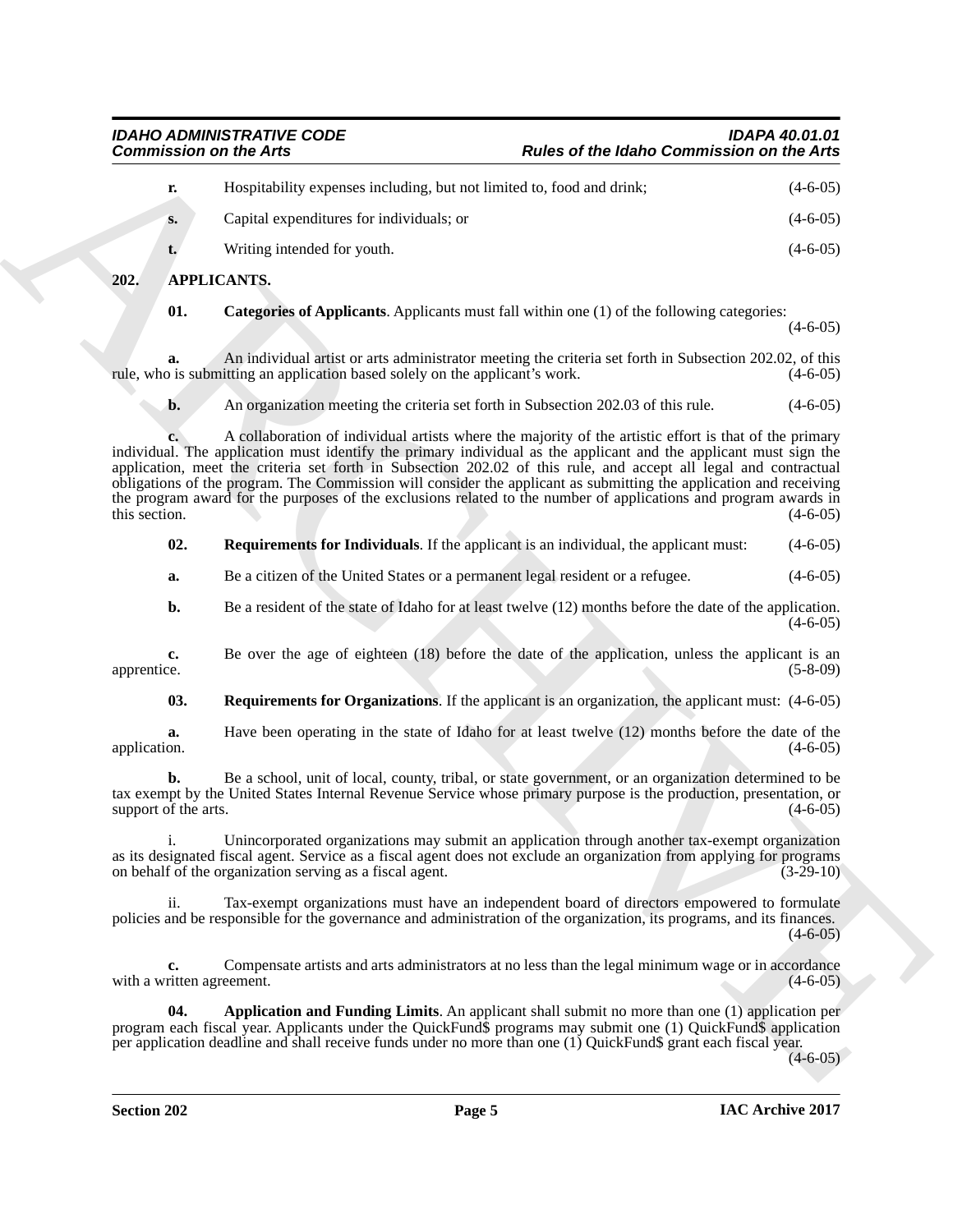**r.** Hospitability expenses including, but not limited to, food and drink; (4-6-05)

**s.** Capital expenditures for individuals; or (4-6-05)

**t.** Writing intended for youth. (4-6-05)

## 202. APPLICANTS.

**01. Categories of Applicants**. Applicants must fall within one (1) of the following categories: (4-6-05)

**a.** An individual artist or arts administrator meeting the criteria set forth in Subsection 202.02, of this rule, who is submitting an application based solely on the applicant's work. (4-6-05)

**b.** An organization meeting the criteria set forth in Subsection 202.03 of this rule. (4-6-05)

**c.** A collaboration of individual artists where the majority of the artistic effort is that of the primary individual. The application must identify the primary individual as the applicant and the applicant must sign the application, meet the criteria set forth in Subsection 202.02 of this rule, and accept all legal and contractual obligations of the program. The Commission will consider the applicant as submitting the application and receiving the program award for the purposes of the exclusions related to the number of applications and program awards in this section. (4-6-05)

**02. Requirements for Individuals**. If the applicant is an individual, the applicant must: (4-6-05)

**a.** Be a citizen of the United States or a permanent legal resident or a refugee. (4-6-05)

**b.** Be a resident of the state of Idaho for at least twelve (12) months before the date of the application. (4-6-05)

**c.** Be over the age of eighteen (18) before the date of the application, unless the applicant is an apprentice. (5-8-09)

**03. Requirements for Organizations**. If the applicant is an organization, the applicant must: (4-6-05)

**a.** Have been operating in the state of Idaho for at least twelve (12) months before the date of the application. (4-6-05)

**b.** Be a school, unit of local, county, tribal, or state government, or an organization determined to be tax exempt by the United States Internal Revenue Service whose primary purpose is the production, presentation, or support of the arts. (4-6-05)

i. Unincorporated organizations may submit an application through another tax-exempt organization as its designated fiscal agent. Service as a fiscal agent does not exclude an organization from applying for programs on behalf of the organization serving as a fiscal agent. (3-29-10)

ii. Tax-exempt organizations must have an independent board of directors empowered to formulate policies and be responsible for the governance and administration of the organization, its programs, and its finances. (4-6-05)

**c.** Compensate artists and arts administrators at no less than the legal minimum wage or in accordance with a written agreement. (4-6-05)

**04. Application and Funding Limits**. An applicant shall submit no more than one (1) application per program each fiscal year. Applicants under the QuickFund$ programs may submit one (1) QuickFund$ application per application deadline and shall receive funds under no more than one (1) QuickFund$ grant each fiscal year. (4-6-05)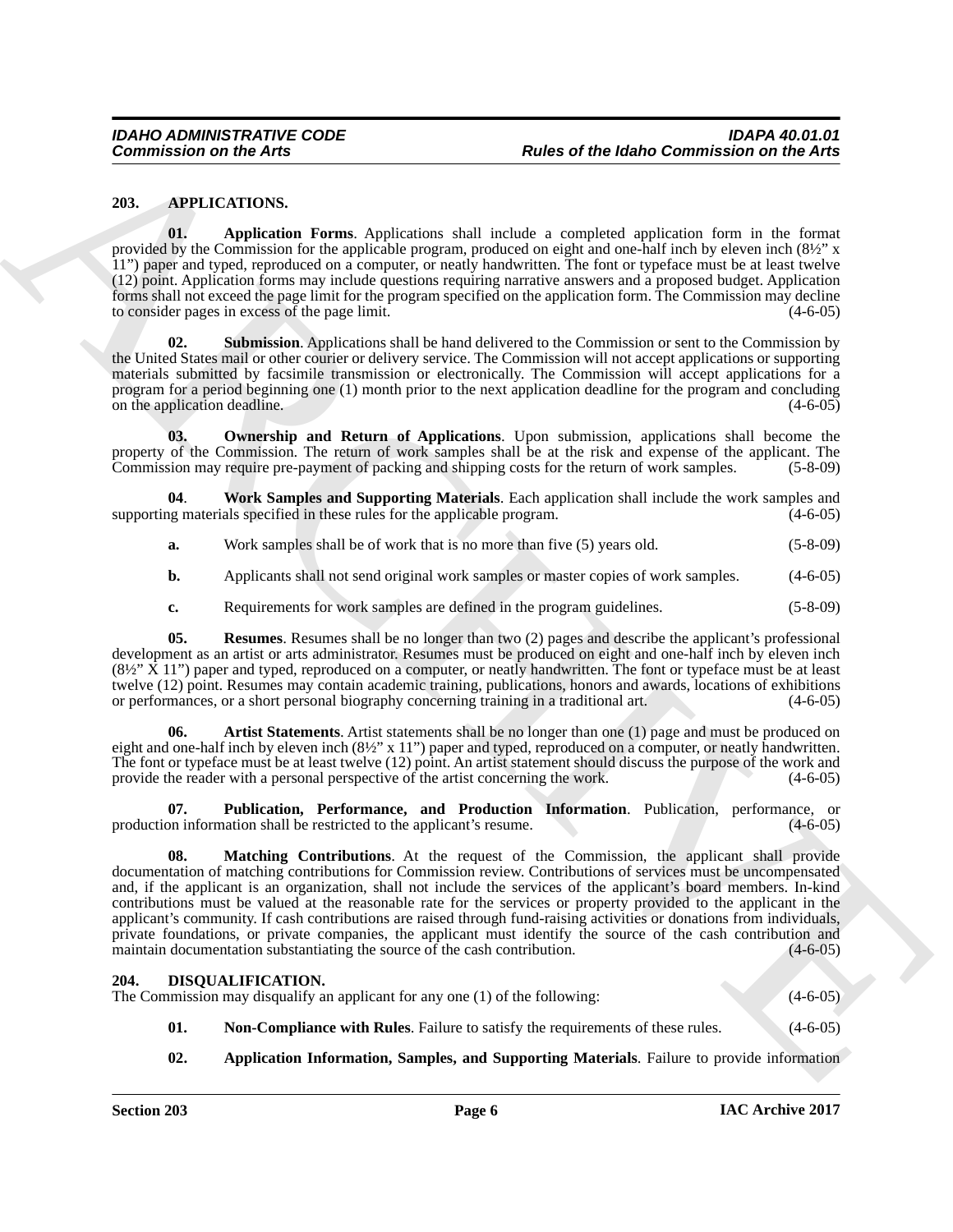## 203. APPLICATIONS.

**01. Application Forms**. Applications shall include a completed application form in the format provided by the Commission for the applicable program, produced on eight and one-half inch by eleven inch (8½" x 11") paper and typed, reproduced on a computer, or neatly handwritten. The font or typeface must be at least twelve (12) point. Application forms may include questions requiring narrative answers and a proposed budget. Application forms shall not exceed the page limit for the program specified on the application form. The Commission may decline to consider pages in excess of the page limit. (4-6-05)

**02. Submission**. Applications shall be hand delivered to the Commission or sent to the Commission by the United States mail or other courier or delivery service. The Commission will not accept applications or supporting materials submitted by facsimile transmission or electronically. The Commission will accept applications for a program for a period beginning one (1) month prior to the next application deadline for the program and concluding on the application deadline. (4-6-05)

**03. Ownership and Return of Applications**. Upon submission, applications shall become the property of the Commission. The return of work samples shall be at the risk and expense of the applicant. The Commission may require pre-payment of packing and shipping costs for the return of work samples. (5-8-09)

**04. Work Samples and Supporting Materials**. Each application shall include the work samples and supporting materials specified in these rules for the applicable program. (4-6-05)

**a.** Work samples shall be of work that is no more than five (5) years old. (5-8-09)

**b.** Applicants shall not send original work samples or master copies of work samples. (4-6-05)

**c.** Requirements for work samples are defined in the program guidelines. (5-8-09)

**05. Resumes**. Resumes shall be no longer than two (2) pages and describe the applicant's professional development as an artist or arts administrator. Resumes must be produced on eight and one-half inch by eleven inch (8½" X 11") paper and typed, reproduced on a computer, or neatly handwritten. The font or typeface must be at least twelve (12) point. Resumes may contain academic training, publications, honors and awards, locations of exhibitions or performances, or a short personal biography concerning training in a traditional art. (4-6-05)

**06. Artist Statements**. Artist statements shall be no longer than one (1) page and must be produced on eight and one-half inch by eleven inch (8½" x 11") paper and typed, reproduced on a computer, or neatly handwritten. The font or typeface must be at least twelve (12) point. An artist statement should discuss the purpose of the work and provide the reader with a personal perspective of the artist concerning the work. (4-6-05)

**07. Publication, Performance, and Production Information**. Publication, performance, or production information shall be restricted to the applicant's resume. (4-6-05)

**08. Matching Contributions**. At the request of the Commission, the applicant shall provide documentation of matching contributions for Commission review. Contributions of services must be uncompensated and, if the applicant is an organization, shall not include the services of the applicant's board members. In-kind contributions must be valued at the reasonable rate for the services or property provided to the applicant in the applicant's community. If cash contributions are raised through fund-raising activities or donations from individuals, private foundations, or private companies, the applicant must identify the source of the cash contribution and maintain documentation substantiating the source of the cash contribution. (4-6-05)

## 204. DISQUALIFICATION.

The Commission may disqualify an applicant for any one (1) of the following: (4-6-05)

**01. Non-Compliance with Rules**. Failure to satisfy the requirements of these rules. (4-6-05)

**02. Application Information, Samples, and Supporting Materials**. Failure to provide information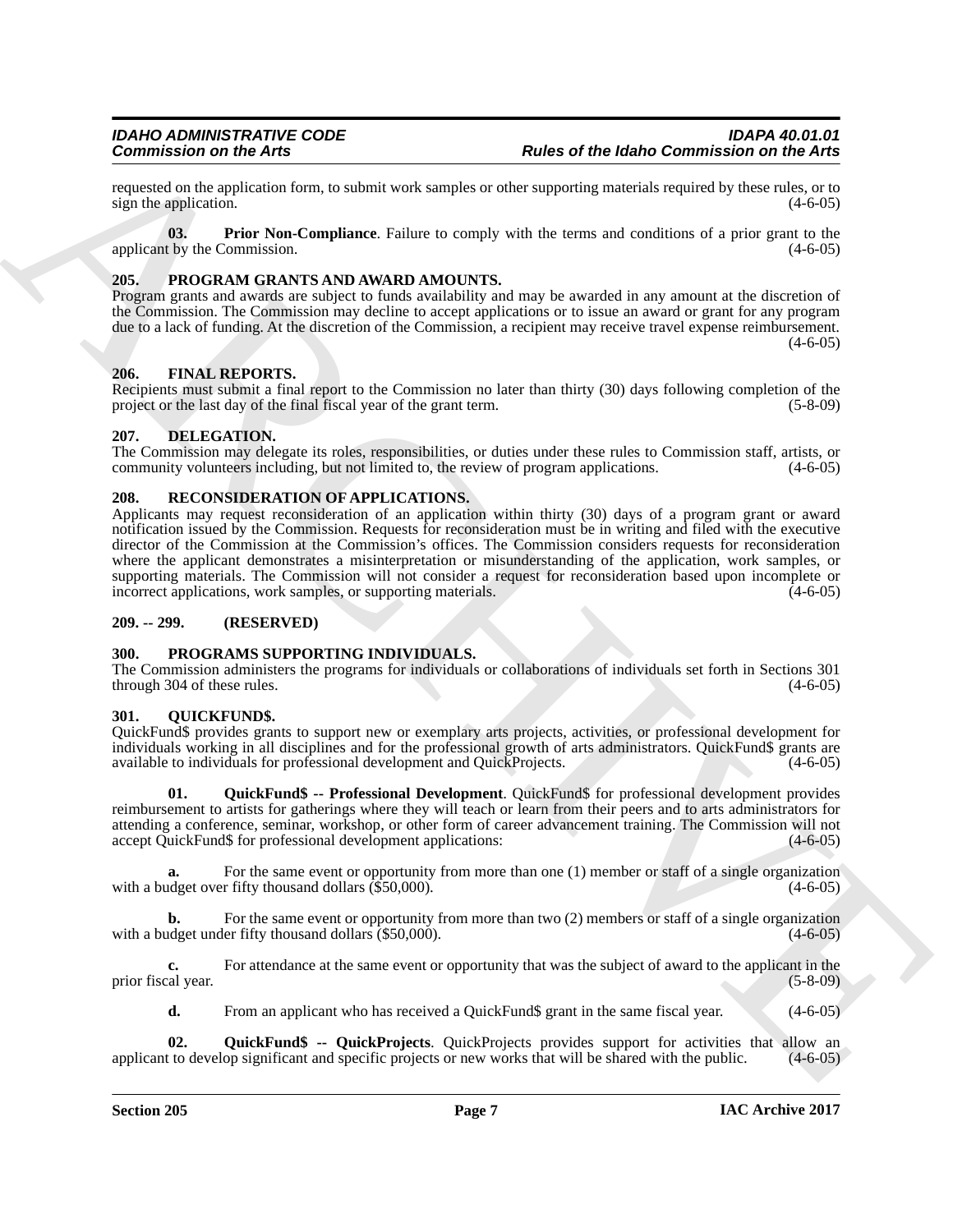requested on the application form, to submit work samples or other supporting materials required by these rules, or to sign the application. (4-6-05)

**03. Prior Non-Compliance**. Failure to comply with the terms and conditions of a prior grant to the applicant by the Commission. (4-6-05)

## 205. PROGRAM GRANTS AND AWARD AMOUNTS.

Program grants and awards are subject to funds availability and may be awarded in any amount at the discretion of the Commission. The Commission may decline to accept applications or to issue an award or grant for any program due to a lack of funding. At the discretion of the Commission, a recipient may receive travel expense reimbursement. (4-6-05)

## 206. FINAL REPORTS.

Recipients must submit a final report to the Commission no later than thirty (30) days following completion of the project or the last day of the final fiscal year of the grant term. (5-8-09)

## 207. DELEGATION.

The Commission may delegate its roles, responsibilities, or duties under these rules to Commission staff, artists, or community volunteers including, but not limited to, the review of program applications. (4-6-05)

## 208. RECONSIDERATION OF APPLICATIONS.

Applicants may request reconsideration of an application within thirty (30) days of a program grant or award notification issued by the Commission. Requests for reconsideration must be in writing and filed with the executive director of the Commission at the Commission's offices. The Commission considers requests for reconsideration where the applicant demonstrates a misinterpretation or misunderstanding of the application, work samples, or supporting materials. The Commission will not consider a request for reconsideration based upon incomplete or incorrect applications, work samples, or supporting materials. (4-6-05)

## 209. -- 299. (RESERVED)

## 300. PROGRAMS SUPPORTING INDIVIDUALS.

The Commission administers the programs for individuals or collaborations of individuals set forth in Sections 301 through 304 of these rules. (4-6-05)

## 301. QUICKFUND$.

QuickFund$ provides grants to support new or exemplary arts projects, activities, or professional development for individuals working in all disciplines and for the professional growth of arts administrators. QuickFund$ grants are available to individuals for professional development and QuickProjects. (4-6-05)

**01. QuickFund$ -- Professional Development**. QuickFund$ for professional development provides reimbursement to artists for gatherings where they will teach or learn from their peers and to arts administrators for attending a conference, seminar, workshop, or other form of career advancement training. The Commission will not accept QuickFund$ for professional development applications: (4-6-05)

**a.** For the same event or opportunity from more than one (1) member or staff of a single organization with a budget over fifty thousand dollars ($50,000). (4-6-05)

**b.** For the same event or opportunity from more than two (2) members or staff of a single organization with a budget under fifty thousand dollars ($50,000). (4-6-05)

**c.** For attendance at the same event or opportunity that was the subject of award to the applicant in the prior fiscal year. (5-8-09)

**d.** From an applicant who has received a QuickFund$ grant in the same fiscal year. (4-6-05)

**02. QuickFund$ -- QuickProjects**. QuickProjects provides support for activities that allow an applicant to develop significant and specific projects or new works that will be shared with the public. (4-6-05)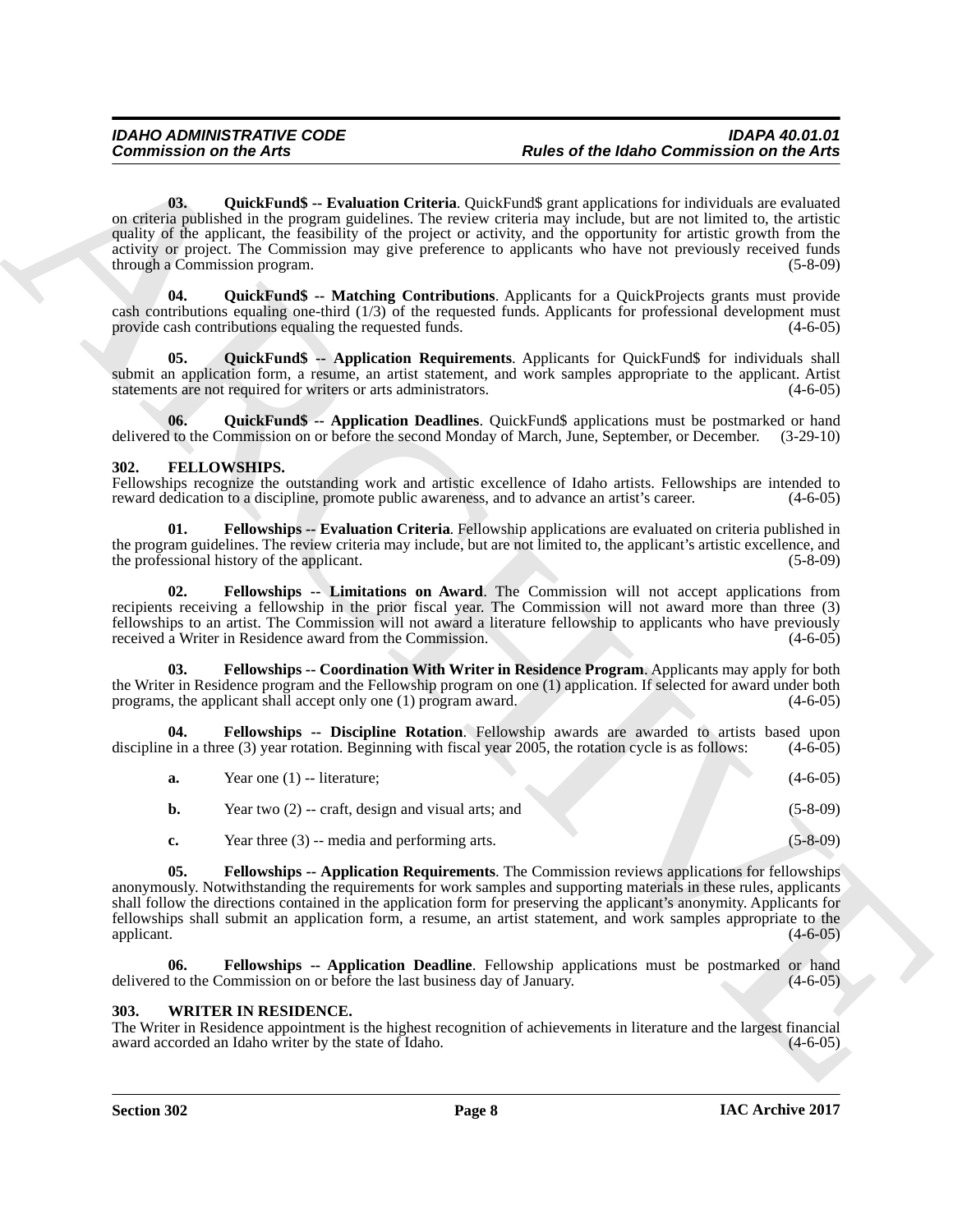**03. QuickFund$ -- Evaluation Criteria**. QuickFund$ grant applications for individuals are evaluated on criteria published in the program guidelines. The review criteria may include, but are not limited to, the artistic quality of the applicant, the feasibility of the project or activity, and the opportunity for artistic growth from the activity or project. The Commission may give preference to applicants who have not previously received funds through a Commission program. (5-8-09)

**04. QuickFund$ -- Matching Contributions**. Applicants for a QuickProjects grants must provide cash contributions equaling one-third (1/3) of the requested funds. Applicants for professional development must provide cash contributions equaling the requested funds. (4-6-05)

**05. QuickFund$ -- Application Requirements**. Applicants for QuickFund$ for individuals shall submit an application form, a resume, an artist statement, and work samples appropriate to the applicant. Artist statements are not required for writers or arts administrators. (4-6-05)

**06. QuickFund$ -- Application Deadlines**. QuickFund$ applications must be postmarked or hand delivered to the Commission on or before the second Monday of March, June, September, or December. (3-29-10)

## 302. FELLOWSHIPS.

Fellowships recognize the outstanding work and artistic excellence of Idaho artists. Fellowships are intended to reward dedication to a discipline, promote public awareness, and to advance an artist's career. (4-6-05)

**01. Fellowships -- Evaluation Criteria**. Fellowship applications are evaluated on criteria published in the program guidelines. The review criteria may include, but are not limited to, the applicant's artistic excellence, and the professional history of the applicant. (5-8-09)

**02. Fellowships -- Limitations on Award**. The Commission will not accept applications from recipients receiving a fellowship in the prior fiscal year. The Commission will not award more than three (3) fellowships to an artist. The Commission will not award a literature fellowship to applicants who have previously received a Writer in Residence award from the Commission. (4-6-05)

**03. Fellowships -- Coordination With Writer in Residence Program**. Applicants may apply for both the Writer in Residence program and the Fellowship program on one (1) application. If selected for award under both programs, the applicant shall accept only one (1) program award. (4-6-05)

**04. Fellowships -- Discipline Rotation**. Fellowship awards are awarded to artists based upon discipline in a three (3) year rotation. Beginning with fiscal year 2005, the rotation cycle is as follows: (4-6-05)

**a.** Year one (1) -- literature; (4-6-05)

**b.** Year two (2) -- craft, design and visual arts; and (5-8-09)

**c.** Year three (3) -- media and performing arts. (5-8-09)

**05. Fellowships -- Application Requirements**. The Commission reviews applications for fellowships anonymously. Notwithstanding the requirements for work samples and supporting materials in these rules, applicants shall follow the directions contained in the application form for preserving the applicant's anonymity. Applicants for fellowships shall submit an application form, a resume, an artist statement, and work samples appropriate to the applicant. (4-6-05)

**06. Fellowships -- Application Deadline**. Fellowship applications must be postmarked or hand delivered to the Commission on or before the last business day of January. (4-6-05)

## 303. WRITER IN RESIDENCE.

The Writer in Residence appointment is the highest recognition of achievements in literature and the largest financial award accorded an Idaho writer by the state of Idaho. (4-6-05)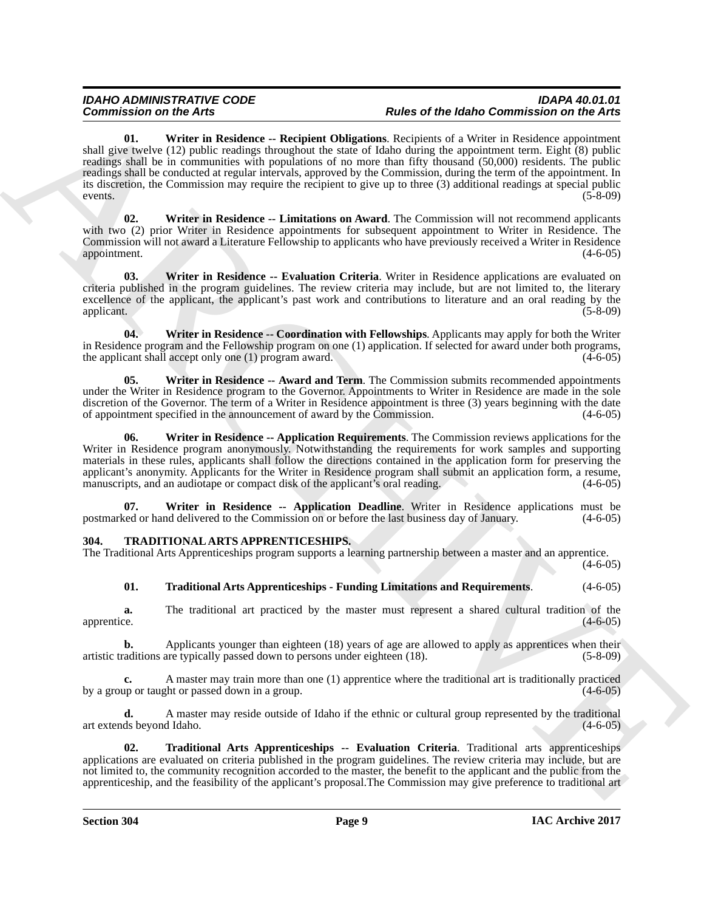**01. Writer in Residence -- Recipient Obligations**. Recipients of a Writer in Residence appointment shall give twelve (12) public readings throughout the state of Idaho during the appointment term. Eight (8) public readings shall be in communities with populations of no more than fifty thousand (50,000) residents. The public readings shall be conducted at regular intervals, approved by the Commission, during the term of the appointment. In its discretion, the Commission may require the recipient to give up to three (3) additional readings at special public events. (5-8-09)

**02. Writer in Residence -- Limitations on Award**. The Commission will not recommend applicants with two (2) prior Writer in Residence appointments for subsequent appointment to Writer in Residence. The Commission will not award a Literature Fellowship to applicants who have previously received a Writer in Residence appointment. (4-6-05)

**03. Writer in Residence -- Evaluation Criteria**. Writer in Residence applications are evaluated on criteria published in the program guidelines. The review criteria may include, but are not limited to, the literary excellence of the applicant, the applicant's past work and contributions to literature and an oral reading by the applicant. (5-8-09)

**04. Writer in Residence -- Coordination with Fellowships**. Applicants may apply for both the Writer in Residence program and the Fellowship program on one (1) application. If selected for award under both programs, the applicant shall accept only one (1) program award. (4-6-05)

**05. Writer in Residence -- Award and Term**. The Commission submits recommended appointments under the Writer in Residence program to the Governor. Appointments to Writer in Residence are made in the sole discretion of the Governor. The term of a Writer in Residence appointment is three (3) years beginning with the date of appointment specified in the announcement of award by the Commission. (4-6-05)

**06. Writer in Residence -- Application Requirements**. The Commission reviews applications for the Writer in Residence program anonymously. Notwithstanding the requirements for work samples and supporting materials in these rules, applicants shall follow the directions contained in the application form for preserving the applicant's anonymity. Applicants for the Writer in Residence program shall submit an application form, a resume, manuscripts, and an audiotape or compact disk of the applicant's oral reading. (4-6-05)

**07. Writer in Residence -- Application Deadline**. Writer in Residence applications must be postmarked or hand delivered to the Commission on or before the last business day of January. (4-6-05)

## 304. TRADITIONAL ARTS APPRENTICESHIPS.

The Traditional Arts Apprenticeships program supports a learning partnership between a master and an apprentice. (4-6-05)

**01. Traditional Arts Apprenticeships - Funding Limitations and Requirements**. (4-6-05)

**a.** The traditional art practiced by the master must represent a shared cultural tradition of the apprentice. (4-6-05)

**b.** Applicants younger than eighteen (18) years of age are allowed to apply as apprentices when their artistic traditions are typically passed down to persons under eighteen (18). (5-8-09)

**c.** A master may train more than one (1) apprentice where the traditional art is traditionally practiced by a group or taught or passed down in a group. (4-6-05)

**d.** A master may reside outside of Idaho if the ethnic or cultural group represented by the traditional art extends beyond Idaho. (4-6-05)

**02. Traditional Arts Apprenticeships -- Evaluation Criteria**. Traditional arts apprenticeships applications are evaluated on criteria published in the program guidelines. The review criteria may include, but are not limited to, the community recognition accorded to the master, the benefit to the applicant and the public from the apprenticeship, and the feasibility of the applicant's proposal.The Commission may give preference to traditional art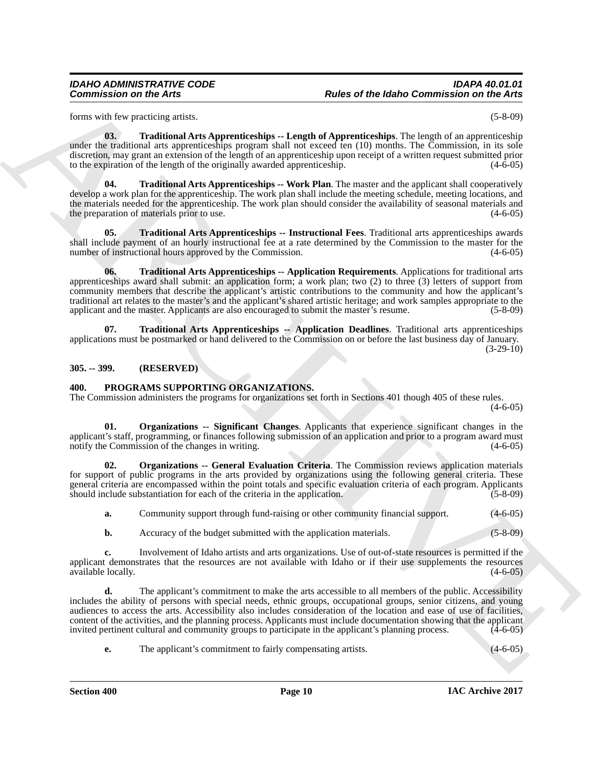forms with few practicing artists. (5-8-09)

**03. Traditional Arts Apprenticeships -- Length of Apprenticeships**. The length of an apprenticeship under the traditional arts apprenticeships program shall not exceed ten (10) months. The Commission, in its sole discretion, may grant an extension of the length of an apprenticeship upon receipt of a written request submitted prior to the expiration of the length of the originally awarded apprenticeship. (4-6-05)

**04. Traditional Arts Apprenticeships -- Work Plan**. The master and the applicant shall cooperatively develop a work plan for the apprenticeship. The work plan shall include the meeting schedule, meeting locations, and the materials needed for the apprenticeship. The work plan should consider the availability of seasonal materials and the preparation of materials prior to use. (4-6-05)

**05. Traditional Arts Apprenticeships -- Instructional Fees**. Traditional arts apprenticeships awards shall include payment of an hourly instructional fee at a rate determined by the Commission to the master for the number of instructional hours approved by the Commission. (4-6-05)

**06. Traditional Arts Apprenticeships -- Application Requirements**. Applications for traditional arts apprenticeships award shall submit: an application form; a work plan; two (2) to three (3) letters of support from community members that describe the applicant's artistic contributions to the community and how the applicant's traditional art relates to the master's and the applicant's shared artistic heritage; and work samples appropriate to the applicant and the master. Applicants are also encouraged to submit the master's resume. (5-8-09)

**07. Traditional Arts Apprenticeships -- Application Deadlines**. Traditional arts apprenticeships applications must be postmarked or hand delivered to the Commission on or before the last business day of January. (3-29-10)

## 305. -- 399. (RESERVED)

## 400. PROGRAMS SUPPORTING ORGANIZATIONS.

The Commission administers the programs for organizations set forth in Sections 401 though 405 of these rules. (4-6-05)

**01. Organizations -- Significant Changes**. Applicants that experience significant changes in the applicant's staff, programming, or finances following submission of an application and prior to a program award must notify the Commission of the changes in writing. (4-6-05)

**02. Organizations -- General Evaluation Criteria**. The Commission reviews application materials for support of public programs in the arts provided by organizations using the following general criteria. These general criteria are encompassed within the point totals and specific evaluation criteria of each program. Applicants should include substantiation for each of the criteria in the application. (5-8-09)

**a.** Community support through fund-raising or other community financial support. (4-6-05)

**b.** Accuracy of the budget submitted with the application materials. (5-8-09)

**c.** Involvement of Idaho artists and arts organizations. Use of out-of-state resources is permitted if the applicant demonstrates that the resources are not available with Idaho or if their use supplements the resources available locally. (4-6-05)

**d.** The applicant's commitment to make the arts accessible to all members of the public. Accessibility includes the ability of persons with special needs, ethnic groups, occupational groups, senior citizens, and young audiences to access the arts. Accessibility also includes consideration of the location and ease of use of facilities, content of the activities, and the planning process. Applicants must include documentation showing that the applicant invited pertinent cultural and community groups to participate in the applicant's planning process. (4-6-05)

**e.** The applicant's commitment to fairly compensating artists. (4-6-05)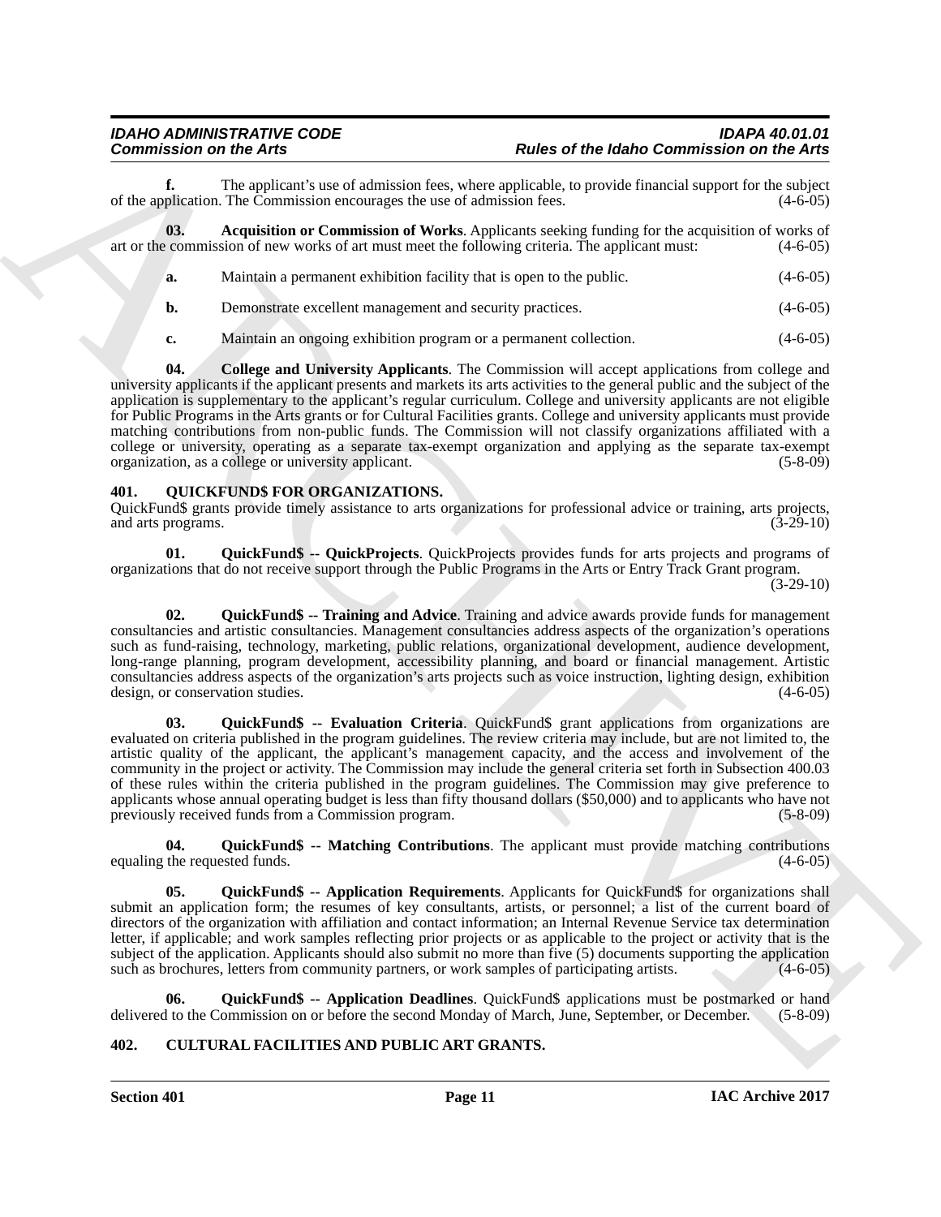**f.** The applicant's use of admission fees, where applicable, to provide financial support for the subject of the application. The Commission encourages the use of admission fees. (4-6-05)

**03. Acquisition or Commission of Works**. Applicants seeking funding for the acquisition of works of art or the commission of new works of art must meet the following criteria. The applicant must: (4-6-05)

**a.** Maintain a permanent exhibition facility that is open to the public. (4-6-05)

**b.** Demonstrate excellent management and security practices. (4-6-05)

**c.** Maintain an ongoing exhibition program or a permanent collection. (4-6-05)

**04. College and University Applicants**. The Commission will accept applications from college and university applicants if the applicant presents and markets its arts activities to the general public and the subject of the application is supplementary to the applicant's regular curriculum. College and university applicants are not eligible for Public Programs in the Arts grants or for Cultural Facilities grants. College and university applicants must provide matching contributions from non-public funds. The Commission will not classify organizations affiliated with a college or university, operating as a separate tax-exempt organization and applying as the separate tax-exempt organization, as a college or university applicant. (5-8-09)

## 401. QUICKFUND$ FOR ORGANIZATIONS.

QuickFund$ grants provide timely assistance to arts organizations for professional advice or training, arts projects, and arts programs. (3-29-10)

**01. QuickFund$ -- QuickProjects**. QuickProjects provides funds for arts projects and programs of organizations that do not receive support through the Public Programs in the Arts or Entry Track Grant program. (3-29-10)

**02. QuickFund$ -- Training and Advice**. Training and advice awards provide funds for management consultancies and artistic consultancies. Management consultancies address aspects of the organization's operations such as fund-raising, technology, marketing, public relations, organizational development, audience development, long-range planning, program development, accessibility planning, and board or financial management. Artistic consultancies address aspects of the organization's arts projects such as voice instruction, lighting design, exhibition design, or conservation studies. (4-6-05)

**03. QuickFund$ -- Evaluation Criteria**. QuickFund$ grant applications from organizations are evaluated on criteria published in the program guidelines. The review criteria may include, but are not limited to, the artistic quality of the applicant, the applicant's management capacity, and the access and involvement of the community in the project or activity. The Commission may include the general criteria set forth in Subsection 400.03 of these rules within the criteria published in the program guidelines. The Commission may give preference to applicants whose annual operating budget is less than fifty thousand dollars ($50,000) and to applicants who have not previously received funds from a Commission program. (5-8-09)

**04. QuickFund$ -- Matching Contributions**. The applicant must provide matching contributions equaling the requested funds. (4-6-05)

**05. QuickFund$ -- Application Requirements**. Applicants for QuickFund$ for organizations shall submit an application form; the resumes of key consultants, artists, or personnel; a list of the current board of directors of the organization with affiliation and contact information; an Internal Revenue Service tax determination letter, if applicable; and work samples reflecting prior projects or as applicable to the project or activity that is the subject of the application. Applicants should also submit no more than five (5) documents supporting the application such as brochures, letters from community partners, or work samples of participating artists. (4-6-05)

**06. QuickFund$ -- Application Deadlines**. QuickFund$ applications must be postmarked or hand delivered to the Commission on or before the second Monday of March, June, September, or December. (5-8-09)

## 402. CULTURAL FACILITIES AND PUBLIC ART GRANTS.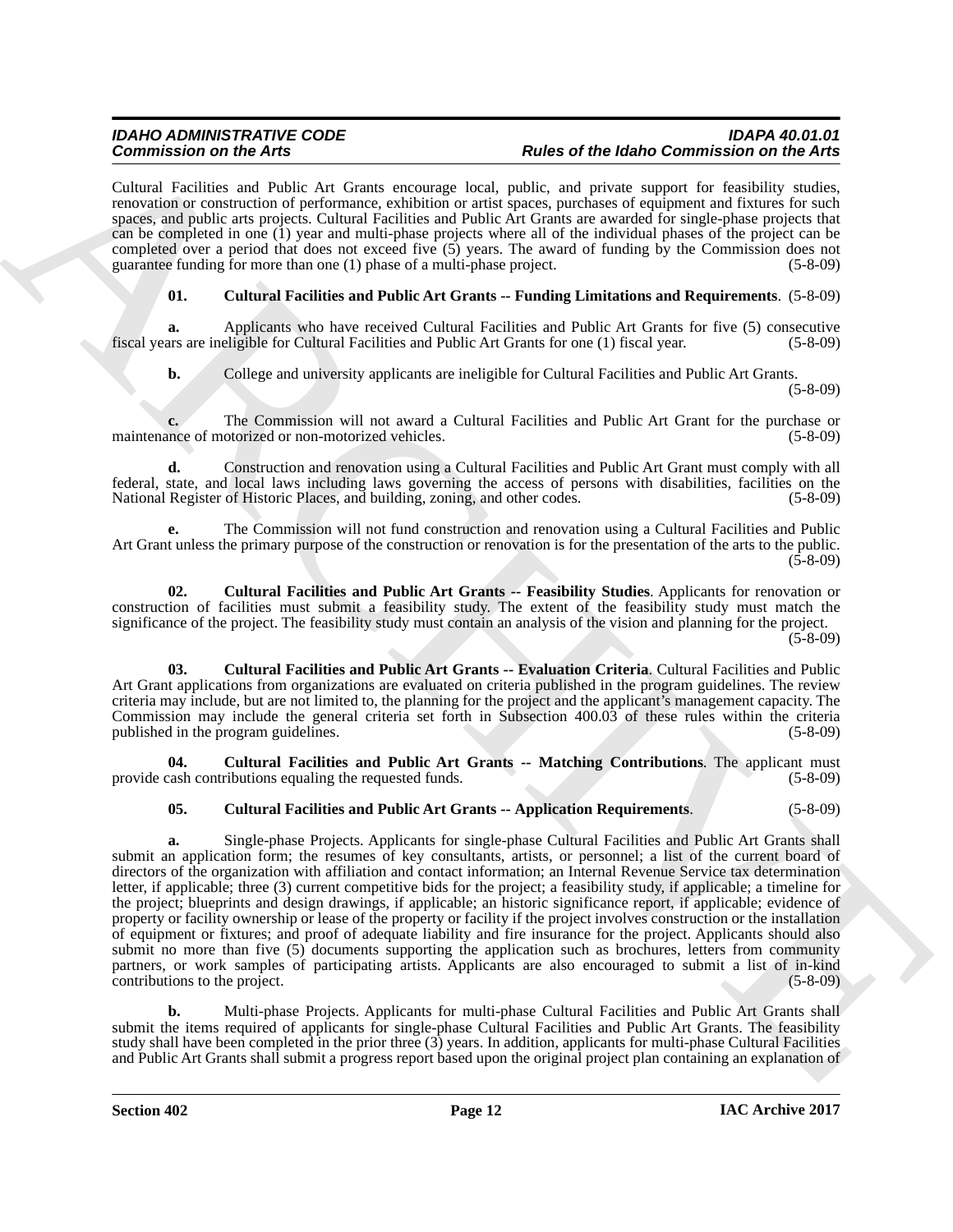Cultural Facilities and Public Art Grants encourage local, public, and private support for feasibility studies, renovation or construction of performance, exhibition or artist spaces, purchases of equipment and fixtures for such spaces, and public arts projects. Cultural Facilities and Public Art Grants are awarded for single-phase projects that can be completed in one (1) year and multi-phase projects where all of the individual phases of the project can be completed over a period that does not exceed five (5) years. The award of funding by the Commission does not guarantee funding for more than one (1) phase of a multi-phase project. (5-8-09)

**01. Cultural Facilities and Public Art Grants -- Funding Limitations and Requirements**. (5-8-09)

**a.** Applicants who have received Cultural Facilities and Public Art Grants for five (5) consecutive fiscal years are ineligible for Cultural Facilities and Public Art Grants for one (1) fiscal year. (5-8-09)

**b.** College and university applicants are ineligible for Cultural Facilities and Public Art Grants. (5-8-09)

**c.** The Commission will not award a Cultural Facilities and Public Art Grant for the purchase or maintenance of motorized or non-motorized vehicles. (5-8-09)

**d.** Construction and renovation using a Cultural Facilities and Public Art Grant must comply with all federal, state, and local laws including laws governing the access of persons with disabilities, facilities on the National Register of Historic Places, and building, zoning, and other codes. (5-8-09)

**e.** The Commission will not fund construction and renovation using a Cultural Facilities and Public Art Grant unless the primary purpose of the construction or renovation is for the presentation of the arts to the public. (5-8-09)

**02. Cultural Facilities and Public Art Grants -- Feasibility Studies**. Applicants for renovation or construction of facilities must submit a feasibility study. The extent of the feasibility study must match the significance of the project. The feasibility study must contain an analysis of the vision and planning for the project. (5-8-09)

**03. Cultural Facilities and Public Art Grants -- Evaluation Criteria**. Cultural Facilities and Public Art Grant applications from organizations are evaluated on criteria published in the program guidelines. The review criteria may include, but are not limited to, the planning for the project and the applicant's management capacity. The Commission may include the general criteria set forth in Subsection 400.03 of these rules within the criteria published in the program guidelines. (5-8-09)

**04. Cultural Facilities and Public Art Grants -- Matching Contributions**. The applicant must provide cash contributions equaling the requested funds. (5-8-09)

**05. Cultural Facilities and Public Art Grants -- Application Requirements**. (5-8-09)

**a.** Single-phase Projects. Applicants for single-phase Cultural Facilities and Public Art Grants shall submit an application form; the resumes of key consultants, artists, or personnel; a list of the current board of directors of the organization with affiliation and contact information; an Internal Revenue Service tax determination letter, if applicable; three (3) current competitive bids for the project; a feasibility study, if applicable; a timeline for the project; blueprints and design drawings, if applicable; an historic significance report, if applicable; evidence of property or facility ownership or lease of the property or facility if the project involves construction or the installation of equipment or fixtures; and proof of adequate liability and fire insurance for the project. Applicants should also submit no more than five (5) documents supporting the application such as brochures, letters from community partners, or work samples of participating artists. Applicants are also encouraged to submit a list of in-kind contributions to the project. (5-8-09)

**b.** Multi-phase Projects. Applicants for multi-phase Cultural Facilities and Public Art Grants shall submit the items required of applicants for single-phase Cultural Facilities and Public Art Grants. The feasibility study shall have been completed in the prior three (3) years. In addition, applicants for multi-phase Cultural Facilities and Public Art Grants shall submit a progress report based upon the original project plan containing an explanation of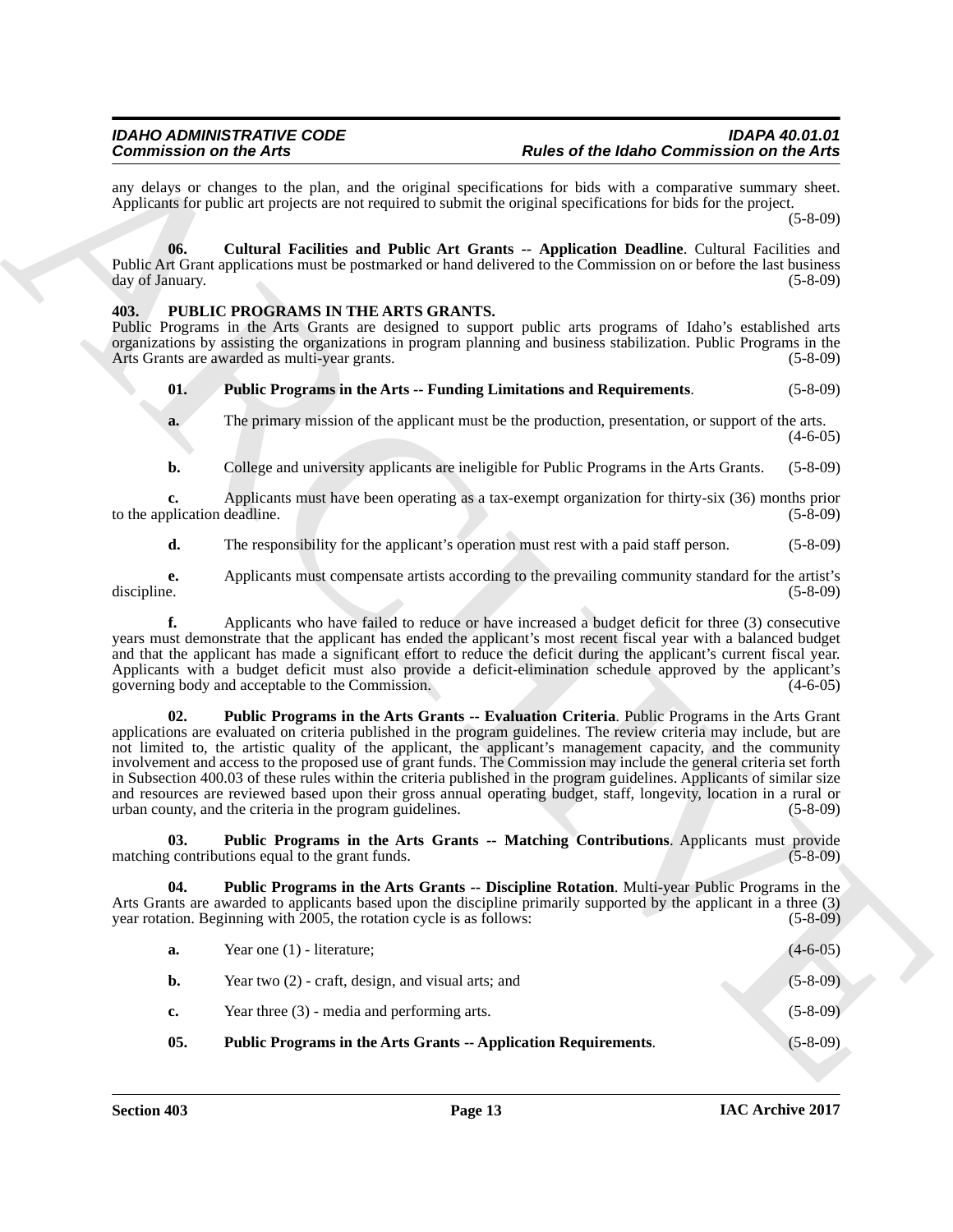any delays or changes to the plan, and the original specifications for bids with a comparative summary sheet. Applicants for public art projects are not required to submit the original specifications for bids for the project. (5-8-09)

**06. Cultural Facilities and Public Art Grants -- Application Deadline**. Cultural Facilities and Public Art Grant applications must be postmarked or hand delivered to the Commission on or before the last business day of January. (5-8-09)

## 403. PUBLIC PROGRAMS IN THE ARTS GRANTS.

Public Programs in the Arts Grants are designed to support public arts programs of Idaho's established arts organizations by assisting the organizations in program planning and business stabilization. Public Programs in the Arts Grants are awarded as multi-year grants. (5-8-09)

**01. Public Programs in the Arts -- Funding Limitations and Requirements**. (5-8-09)

**a.** The primary mission of the applicant must be the production, presentation, or support of the arts. (4-6-05)

**b.** College and university applicants are ineligible for Public Programs in the Arts Grants. (5-8-09)

**c.** Applicants must have been operating as a tax-exempt organization for thirty-six (36) months prior to the application deadline. (5-8-09)

**d.** The responsibility for the applicant's operation must rest with a paid staff person. (5-8-09)

**e.** Applicants must compensate artists according to the prevailing community standard for the artist's discipline. (5-8-09)

**f.** Applicants who have failed to reduce or have increased a budget deficit for three (3) consecutive years must demonstrate that the applicant has ended the applicant's most recent fiscal year with a balanced budget and that the applicant has made a significant effort to reduce the deficit during the applicant's current fiscal year. Applicants with a budget deficit must also provide a deficit-elimination schedule approved by the applicant's governing body and acceptable to the Commission. (4-6-05)

**02. Public Programs in the Arts Grants -- Evaluation Criteria**. Public Programs in the Arts Grant applications are evaluated on criteria published in the program guidelines. The review criteria may include, but are not limited to, the artistic quality of the applicant, the applicant's management capacity, and the community involvement and access to the proposed use of grant funds. The Commission may include the general criteria set forth in Subsection 400.03 of these rules within the criteria published in the program guidelines. Applicants of similar size and resources are reviewed based upon their gross annual operating budget, staff, longevity, location in a rural or urban county, and the criteria in the program guidelines. (5-8-09)

**03. Public Programs in the Arts Grants -- Matching Contributions**. Applicants must provide matching contributions equal to the grant funds. (5-8-09)

**04. Public Programs in the Arts Grants -- Discipline Rotation**. Multi-year Public Programs in the Arts Grants are awarded to applicants based upon the discipline primarily supported by the applicant in a three (3) year rotation. Beginning with 2005, the rotation cycle is as follows: (5-8-09)

**a.** Year one (1) - literature; (4-6-05)

**b.** Year two (2) - craft, design, and visual arts; and (5-8-09)

**c.** Year three (3) - media and performing arts. (5-8-09)

**05. Public Programs in the Arts Grants -- Application Requirements**. (5-8-09)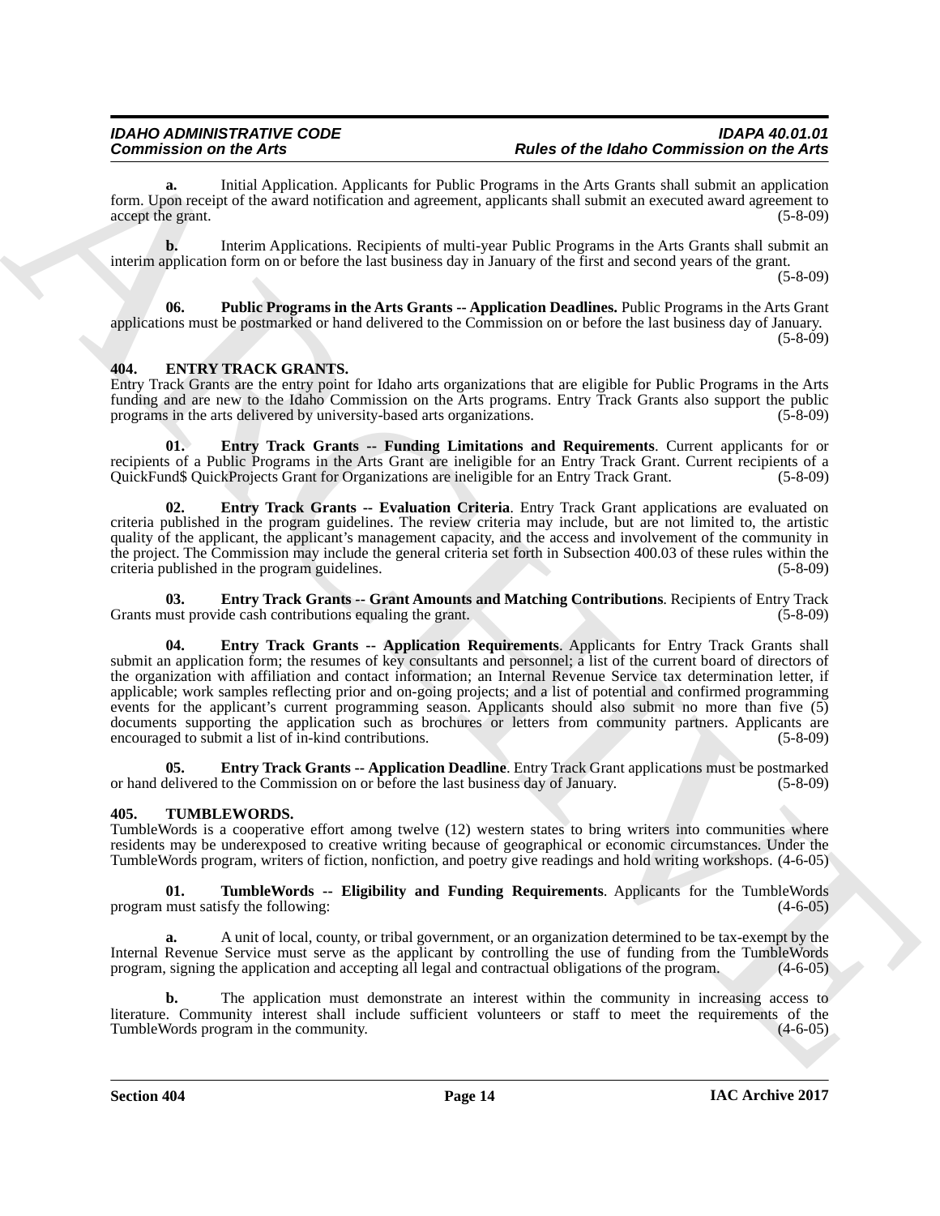**a.** Initial Application. Applicants for Public Programs in the Arts Grants shall submit an application form. Upon receipt of the award notification and agreement, applicants shall submit an executed award agreement to accept the grant. (5-8-09)

**b.** Interim Applications. Recipients of multi-year Public Programs in the Arts Grants shall submit an interim application form on or before the last business day in January of the first and second years of the grant. (5-8-09)

**06. Public Programs in the Arts Grants -- Application Deadlines.** Public Programs in the Arts Grant applications must be postmarked or hand delivered to the Commission on or before the last business day of January. (5-8-09)

## 404. ENTRY TRACK GRANTS.

Entry Track Grants are the entry point for Idaho arts organizations that are eligible for Public Programs in the Arts funding and are new to the Idaho Commission on the Arts programs. Entry Track Grants also support the public programs in the arts delivered by university-based arts organizations. (5-8-09)

**01. Entry Track Grants -- Funding Limitations and Requirements**. Current applicants for or recipients of a Public Programs in the Arts Grant are ineligible for an Entry Track Grant. Current recipients of a QuickFund$ QuickProjects Grant for Organizations are ineligible for an Entry Track Grant. (5-8-09)

**02. Entry Track Grants -- Evaluation Criteria**. Entry Track Grant applications are evaluated on criteria published in the program guidelines. The review criteria may include, but are not limited to, the artistic quality of the applicant, the applicant's management capacity, and the access and involvement of the community in the project. The Commission may include the general criteria set forth in Subsection 400.03 of these rules within the criteria published in the program guidelines. (5-8-09)

**03. Entry Track Grants -- Grant Amounts and Matching Contributions**. Recipients of Entry Track Grants must provide cash contributions equaling the grant. (5-8-09)

**04. Entry Track Grants -- Application Requirements**. Applicants for Entry Track Grants shall submit an application form; the resumes of key consultants and personnel; a list of the current board of directors of the organization with affiliation and contact information; an Internal Revenue Service tax determination letter, if applicable; work samples reflecting prior and on-going projects; and a list of potential and confirmed programming events for the applicant's current programming season. Applicants should also submit no more than five (5) documents supporting the application such as brochures or letters from community partners. Applicants are encouraged to submit a list of in-kind contributions. (5-8-09)

**05. Entry Track Grants -- Application Deadline**. Entry Track Grant applications must be postmarked or hand delivered to the Commission on or before the last business day of January. (5-8-09)

## 405. TUMBLEWORDS.

TumbleWords is a cooperative effort among twelve (12) western states to bring writers into communities where residents may be underexposed to creative writing because of geographical or economic circumstances. Under the TumbleWords program, writers of fiction, nonfiction, and poetry give readings and hold writing workshops. (4-6-05)

**01. TumbleWords -- Eligibility and Funding Requirements**. Applicants for the TumbleWords program must satisfy the following: (4-6-05)

**a.** A unit of local, county, or tribal government, or an organization determined to be tax-exempt by the Internal Revenue Service must serve as the applicant by controlling the use of funding from the TumbleWords program, signing the application and accepting all legal and contractual obligations of the program. (4-6-05)

**b.** The application must demonstrate an interest within the community in increasing access to literature. Community interest shall include sufficient volunteers or staff to meet the requirements of the TumbleWords program in the community. (4-6-05)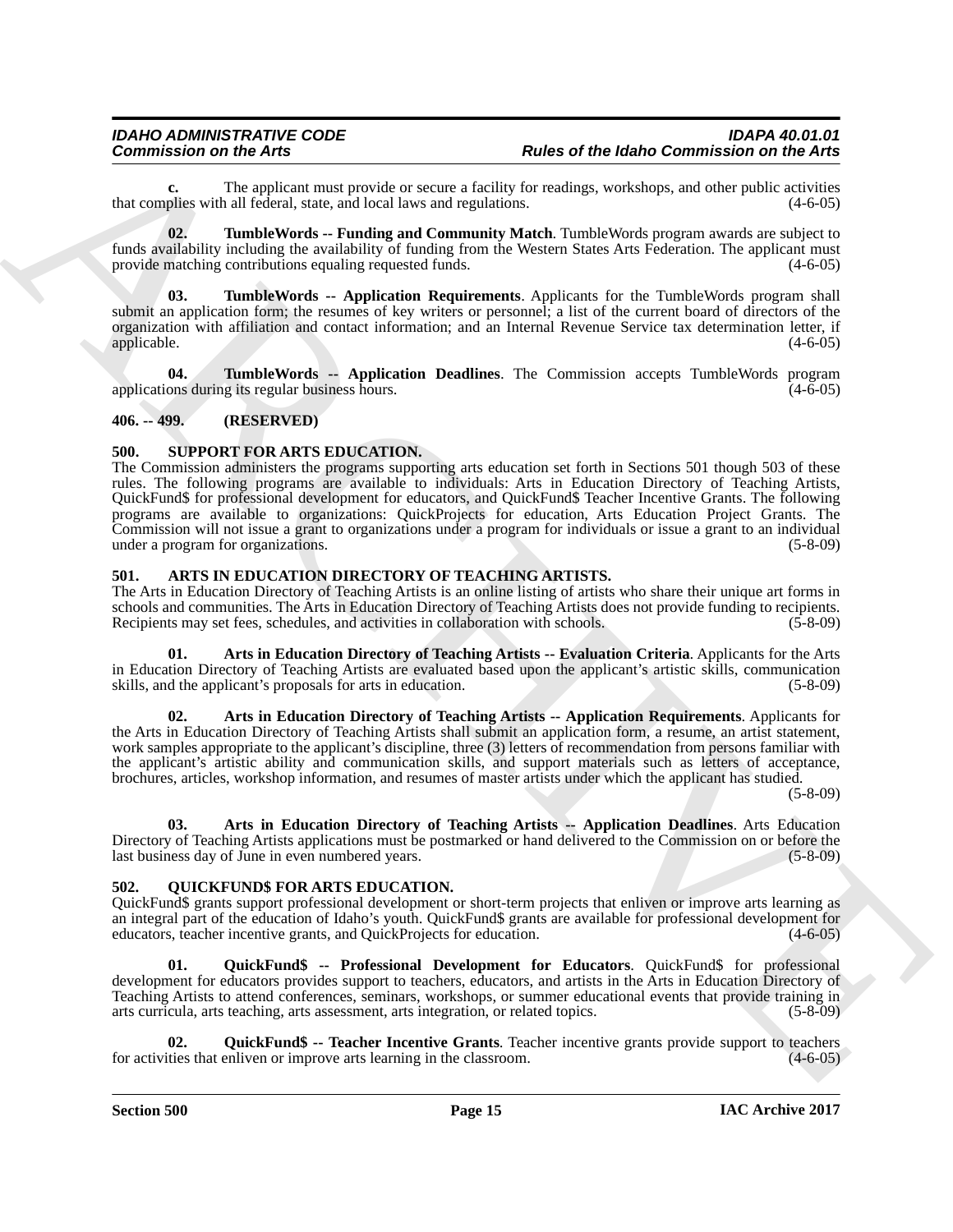**c.** The applicant must provide or secure a facility for readings, workshops, and other public activities that complies with all federal, state, and local laws and regulations. (4-6-05)

**02. TumbleWords -- Funding and Community Match**. TumbleWords program awards are subject to funds availability including the availability of funding from the Western States Arts Federation. The applicant must provide matching contributions equaling requested funds. (4-6-05)

**03. TumbleWords -- Application Requirements**. Applicants for the TumbleWords program shall submit an application form; the resumes of key writers or personnel; a list of the current board of directors of the organization with affiliation and contact information; and an Internal Revenue Service tax determination letter, if applicable. (4-6-05)

**04. TumbleWords -- Application Deadlines**. The Commission accepts TumbleWords program applications during its regular business hours. (4-6-05)

## 406. -- 499. (RESERVED)

## 500. SUPPORT FOR ARTS EDUCATION.

The Commission administers the programs supporting arts education set forth in Sections 501 though 503 of these rules. The following programs are available to individuals: Arts in Education Directory of Teaching Artists, QuickFund$ for professional development for educators, and QuickFund$ Teacher Incentive Grants. The following programs are available to organizations: QuickProjects for education, Arts Education Project Grants. The Commission will not issue a grant to organizations under a program for individuals or issue a grant to an individual under a program for organizations. (5-8-09)

## 501. ARTS IN EDUCATION DIRECTORY OF TEACHING ARTISTS.

The Arts in Education Directory of Teaching Artists is an online listing of artists who share their unique art forms in schools and communities. The Arts in Education Directory of Teaching Artists does not provide funding to recipients. Recipients may set fees, schedules, and activities in collaboration with schools. (5-8-09)

**01. Arts in Education Directory of Teaching Artists -- Evaluation Criteria**. Applicants for the Arts in Education Directory of Teaching Artists are evaluated based upon the applicant's artistic skills, communication skills, and the applicant's proposals for arts in education. (5-8-09)

**02. Arts in Education Directory of Teaching Artists -- Application Requirements**. Applicants for the Arts in Education Directory of Teaching Artists shall submit an application form, a resume, an artist statement, work samples appropriate to the applicant's discipline, three (3) letters of recommendation from persons familiar with the applicant's artistic ability and communication skills, and support materials such as letters of acceptance, brochures, articles, workshop information, and resumes of master artists under which the applicant has studied. (5-8-09)

**03. Arts in Education Directory of Teaching Artists -- Application Deadlines**. Arts Education Directory of Teaching Artists applications must be postmarked or hand delivered to the Commission on or before the last business day of June in even numbered years. (5-8-09)

## 502. QUICKFUND$ FOR ARTS EDUCATION.

QuickFund$ grants support professional development or short-term projects that enliven or improve arts learning as an integral part of the education of Idaho's youth. QuickFund$ grants are available for professional development for educators, teacher incentive grants, and QuickProjects for education. (4-6-05)

**01. QuickFund$ -- Professional Development for Educators**. QuickFund$ for professional development for educators provides support to teachers, educators, and artists in the Arts in Education Directory of Teaching Artists to attend conferences, seminars, workshops, or summer educational events that provide training in arts curricula, arts teaching, arts assessment, arts integration, or related topics. (5-8-09)

**02. QuickFund$ -- Teacher Incentive Grants**. Teacher incentive grants provide support to teachers for activities that enliven or improve arts learning in the classroom. (4-6-05)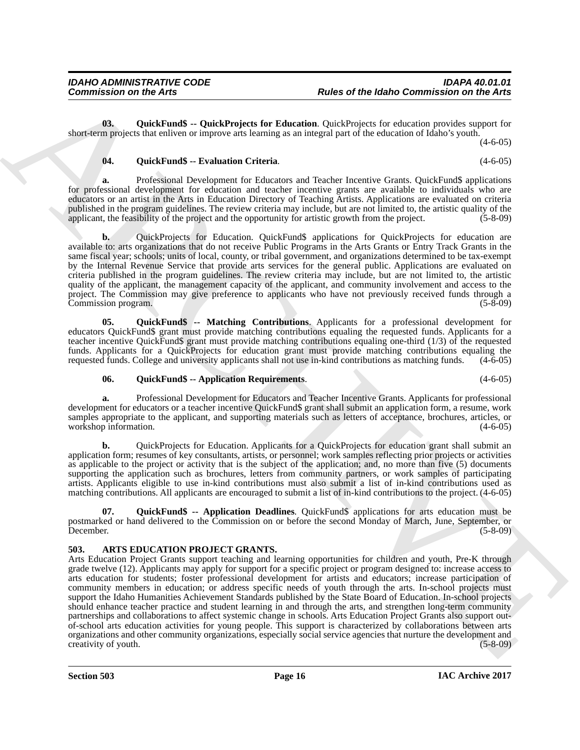**03. QuickFund$ -- QuickProjects for Education**. QuickProjects for education provides support for short-term projects that enliven or improve arts learning as an integral part of the education of Idaho's youth. (4-6-05)

**04. QuickFund$ -- Evaluation Criteria**. (4-6-05)

**a.** Professional Development for Educators and Teacher Incentive Grants. QuickFund$ applications for professional development for education and teacher incentive grants are available to individuals who are educators or an artist in the Arts in Education Directory of Teaching Artists. Applications are evaluated on criteria published in the program guidelines. The review criteria may include, but are not limited to, the artistic quality of the applicant, the feasibility of the project and the opportunity for artistic growth from the project. (5-8-09)

**b.** QuickProjects for Education. QuickFund$ applications for QuickProjects for education are available to: arts organizations that do not receive Public Programs in the Arts Grants or Entry Track Grants in the same fiscal year; schools; units of local, county, or tribal government, and organizations determined to be tax-exempt by the Internal Revenue Service that provide arts services for the general public. Applications are evaluated on criteria published in the program guidelines. The review criteria may include, but are not limited to, the artistic quality of the applicant, the management capacity of the applicant, and community involvement and access to the project. The Commission may give preference to applicants who have not previously received funds through a Commission program. (5-8-09)

**05. QuickFund$ -- Matching Contributions**. Applicants for a professional development for educators QuickFund$ grant must provide matching contributions equaling the requested funds. Applicants for a teacher incentive QuickFund$ grant must provide matching contributions equaling one-third (1/3) of the requested funds. Applicants for a QuickProjects for education grant must provide matching contributions equaling the requested funds. College and university applicants shall not use in-kind contributions as matching funds. (4-6-05)

**06. QuickFund$ -- Application Requirements**. (4-6-05)

**a.** Professional Development for Educators and Teacher Incentive Grants. Applicants for professional development for educators or a teacher incentive QuickFund$ grant shall submit an application form, a resume, work samples appropriate to the applicant, and supporting materials such as letters of acceptance, brochures, articles, or workshop information. (4-6-05)

**b.** QuickProjects for Education. Applicants for a QuickProjects for education grant shall submit an application form; resumes of key consultants, artists, or personnel; work samples reflecting prior projects or activities as applicable to the project or activity that is the subject of the application; and, no more than five (5) documents supporting the application such as brochures, letters from community partners, or work samples of participating artists. Applicants eligible to use in-kind contributions must also submit a list of in-kind contributions used as matching contributions. All applicants are encouraged to submit a list of in-kind contributions to the project. (4-6-05)

**07. QuickFund$ -- Application Deadlines**. QuickFund$ applications for arts education must be postmarked or hand delivered to the Commission on or before the second Monday of March, June, September, or December. (5-8-09)

### 503. ARTS EDUCATION PROJECT GRANTS.

Arts Education Project Grants support teaching and learning opportunities for children and youth, Pre-K through grade twelve (12). Applicants may apply for support for a specific project or program designed to: increase access to arts education for students; foster professional development for artists and educators; increase participation of community members in education; or address specific needs of youth through the arts. In-school projects must support the Idaho Humanities Achievement Standards published by the State Board of Education. In-school projects should enhance teacher practice and student learning in and through the arts, and strengthen long-term community partnerships and collaborations to affect systemic change in schools. Arts Education Project Grants also support out-of-school arts education activities for young people. This support is characterized by collaborations between arts organizations and other community organizations, especially social service agencies that nurture the development and creativity of youth. (5-8-09)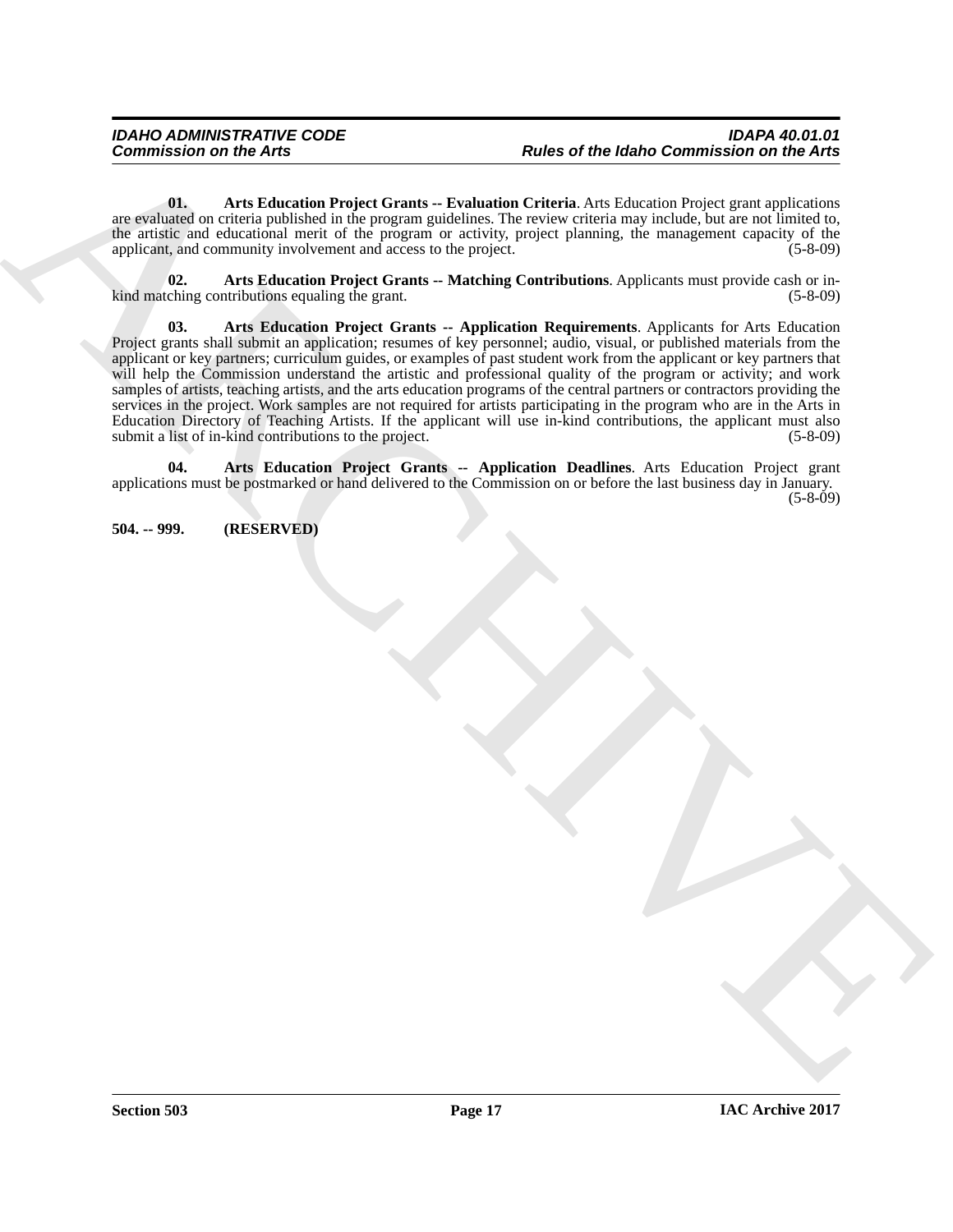**01. Arts Education Project Grants -- Evaluation Criteria**. Arts Education Project grant applications are evaluated on criteria published in the program guidelines. The review criteria may include, but are not limited to, the artistic and educational merit of the program or activity, project planning, the management capacity of the applicant, and community involvement and access to the project. (5-8-09)

**02. Arts Education Project Grants -- Matching Contributions**. Applicants must provide cash or in-kind matching contributions equaling the grant. (5-8-09)

**03. Arts Education Project Grants -- Application Requirements**. Applicants for Arts Education Project grants shall submit an application; resumes of key personnel; audio, visual, or published materials from the applicant or key partners; curriculum guides, or examples of past student work from the applicant or key partners that will help the Commission understand the artistic and professional quality of the program or activity; and work samples of artists, teaching artists, and the arts education programs of the central partners or contractors providing the services in the project. Work samples are not required for artists participating in the program who are in the Arts in Education Directory of Teaching Artists. If the applicant will use in-kind contributions, the applicant must also submit a list of in-kind contributions to the project. (5-8-09)

**04. Arts Education Project Grants -- Application Deadlines**. Arts Education Project grant applications must be postmarked or hand delivered to the Commission on or before the last business day in January. (5-8-09)

**504. -- 999. (RESERVED)**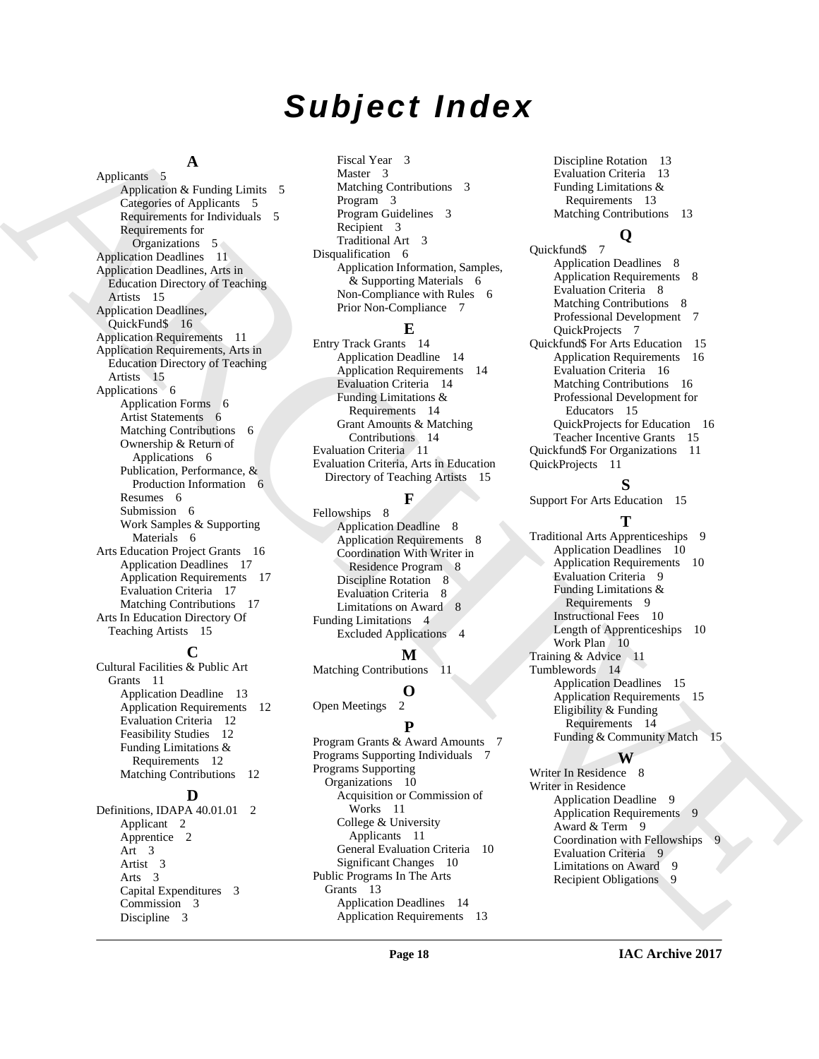# Subject Index

## A

Applicants 5
- Application & Funding Limits 5
- Categories of Applicants 5
- Requirements for Individuals 5
- Requirements for Organizations 5

Application Deadlines 11
Application Deadlines, Arts in Education Directory of Teaching Artists 15
Application Deadlines, QuickFund$ 16
Application Requirements 11
Application Requirements, Arts in Education Directory of Teaching Artists 15
Applications 6
- Application Forms 6
- Artist Statements 6
- Matching Contributions 6
- Ownership & Return of Applications 6
- Publication, Performance, & Production Information 6
- Resumes 6
- Submission 6
- Work Samples & Supporting Materials 6

Arts Education Project Grants 16
- Application Deadlines 17
- Application Requirements 17
- Evaluation Criteria 17
- Matching Contributions 17

Arts In Education Directory Of Teaching Artists 15

## C

Cultural Facilities & Public Art Grants 11
- Application Deadline 13
- Application Requirements 12
- Evaluation Criteria 12
- Feasibility Studies 12
- Funding Limitations & Requirements 12
- Matching Contributions 12

## D

Definitions, IDAPA 40.01.01 2
- Applicant 2
- Apprentice 2
- Art 3
- Artist 3
- Arts 3
- Capital Expenditures 3
- Commission 3
- Discipline 3
- Fiscal Year 3
- Master 3
- Matching Contributions 3
- Program 3
- Program Guidelines 3
- Recipient 3
- Traditional Art 3

Disqualification 6
- Application Information, Samples, & Supporting Materials 6
- Non-Compliance with Rules 6
- Prior Non-Compliance 7

## E

Entry Track Grants 14
- Application Deadline 14
- Application Requirements 14
- Evaluation Criteria 14
- Funding Limitations & Requirements 14
- Grant Amounts & Matching Contributions 14

Evaluation Criteria 11
Evaluation Criteria, Arts in Education Directory of Teaching Artists 15

## F

Fellowships 8
- Application Deadline 8
- Application Requirements 8
- Coordination With Writer in Residence Program 8
- Discipline Rotation 8
- Evaluation Criteria 8
- Limitations on Award 8

Funding Limitations 4
- Excluded Applications 4

## M

Matching Contributions 11

## O

Open Meetings 2

## P

Program Grants & Award Amounts 7
Programs Supporting Individuals 7
Programs Supporting Organizations 10
- Acquisition or Commission of Works 11
- College & University Applicants 11
- General Evaluation Criteria 10
- Significant Changes 10

Public Programs In The Arts Grants 13
- Application Deadlines 14
- Application Requirements 13
- Discipline Rotation 13
- Evaluation Criteria 13
- Funding Limitations & Requirements 13
- Matching Contributions 13

## Q

Quickfund$ 7
- Application Deadlines 8
- Application Requirements 8
- Evaluation Criteria 8
- Matching Contributions 8
- Professional Development 7
- QuickProjects 7

Quickfund$ For Arts Education 15
- Application Requirements 16
- Evaluation Criteria 16
- Matching Contributions 16
- Professional Development for Educators 15
- QuickProjects for Education 16
- Teacher Incentive Grants 15

Quickfund$ For Organizations 11
QuickProjects 11

## S

Support For Arts Education 15

## T

Traditional Arts Apprenticeships 9
- Application Deadlines 10
- Application Requirements 10
- Evaluation Criteria 9
- Funding Limitations & Requirements 9
- Instructional Fees 10
- Length of Apprenticeships 10
- Work Plan 10

Training & Advice 11
Tumblewords 14
- Application Deadlines 15
- Application Requirements 15
- Eligibility & Funding Requirements 14
- Funding & Community Match 15

## W

Writer In Residence 8
Writer in Residence
- Application Deadline 9
- Application Requirements 9
- Award & Term 9
- Coordination with Fellowships 9
- Evaluation Criteria 9
- Limitations on Award 9
- Recipient Obligations 9